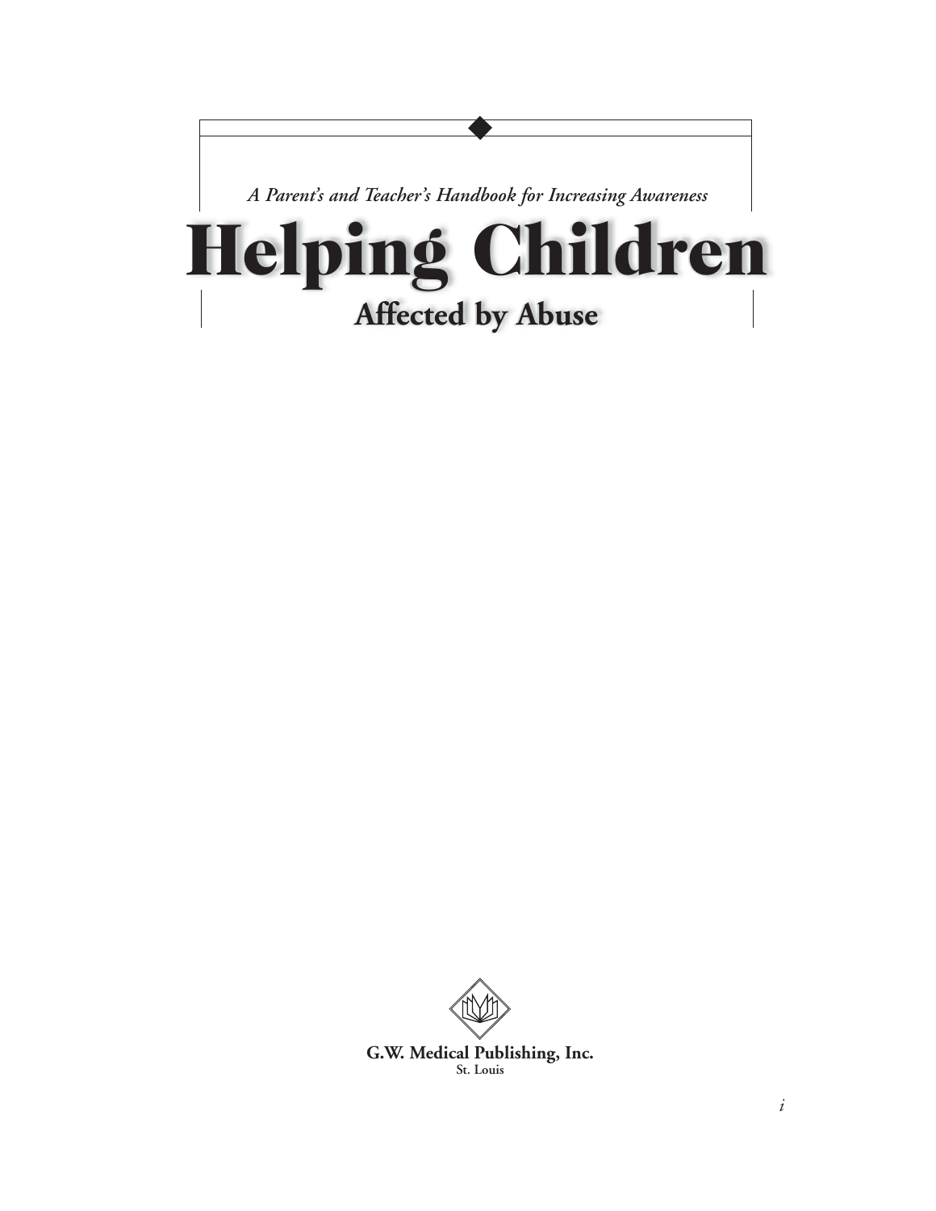*A Parent's and Teacher's Handbook for Increasing Awareness*

# Helping Children

## Affected by Abuse

**G.W. Medical Publishing, Inc.**
**St. Louis**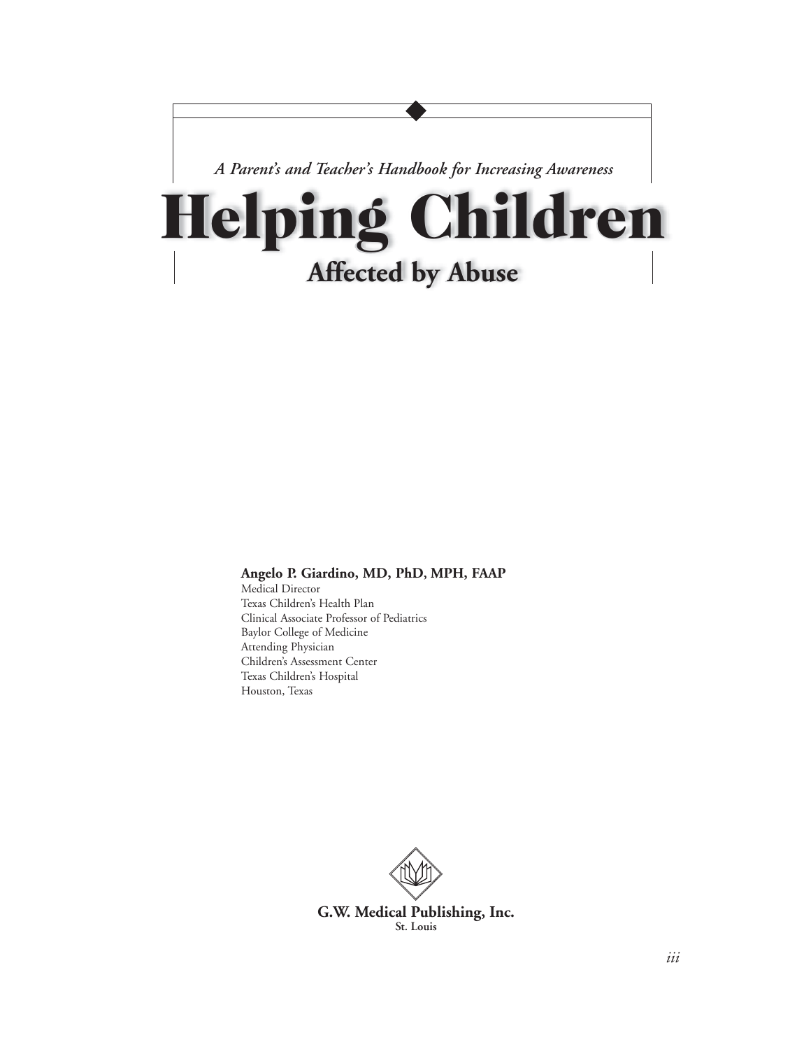*A Parent's and Teacher's Handbook for Increasing Awareness*

# Helping Children

## Affected by Abuse

**Angelo P. Giardino, MD, PhD, MPH, FAAP**
Medical Director
Texas Children's Health Plan
Clinical Associate Professor of Pediatrics
Baylor College of Medicine
Attending Physician
Children's Assessment Center
Texas Children's Hospital
Houston, Texas

**G.W. Medical Publishing, Inc.**
**St. Louis**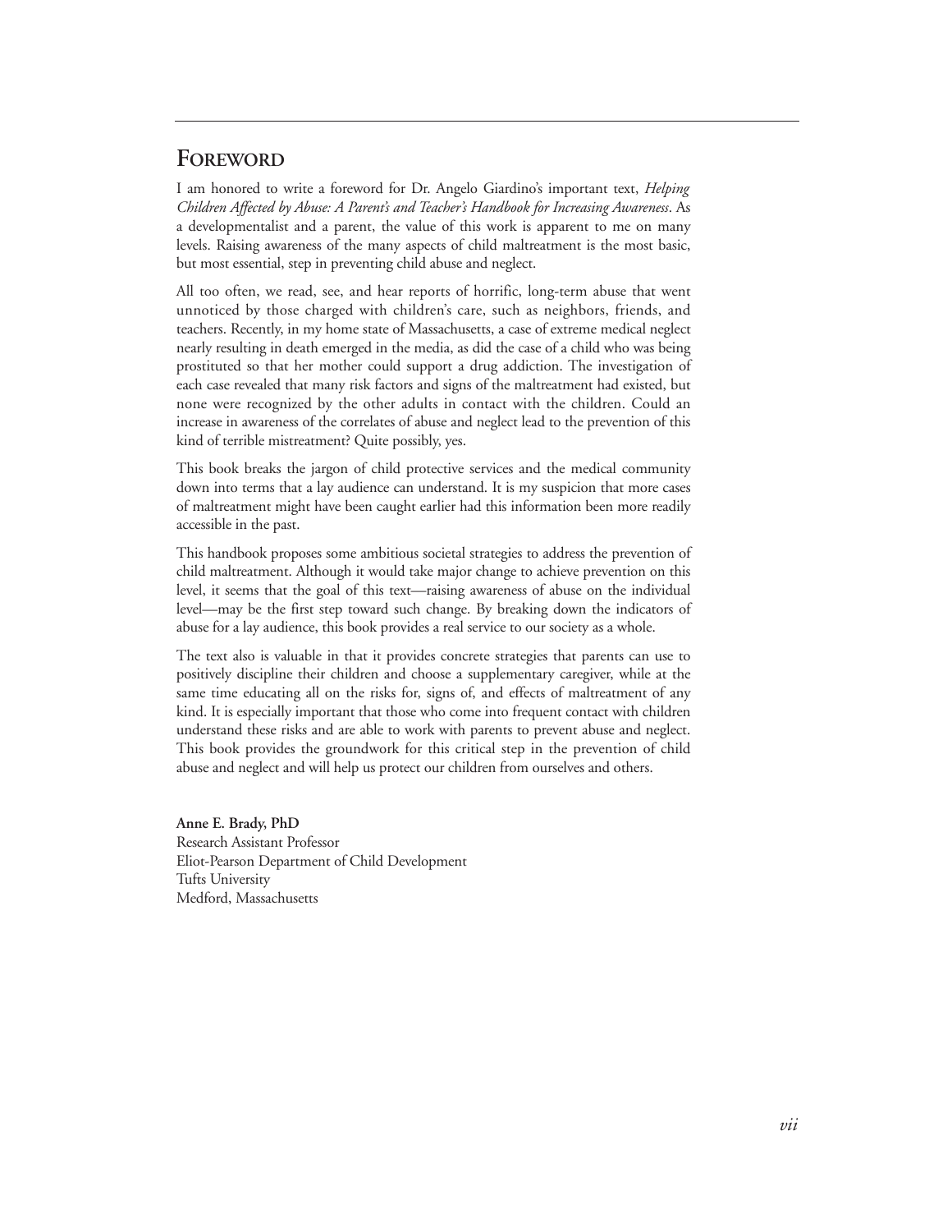# Foreword

I am honored to write a foreword for Dr. Angelo Giardino's important text, *Helping Children Affected by Abuse: A Parent's and Teacher's Handbook for Increasing Awareness*. As a developmentalist and a parent, the value of this work is apparent to me on many levels. Raising awareness of the many aspects of child maltreatment is the most basic, but most essential, step in preventing child abuse and neglect.

All too often, we read, see, and hear reports of horrific, long-term abuse that went unnoticed by those charged with children's care, such as neighbors, friends, and teachers. Recently, in my home state of Massachusetts, a case of extreme medical neglect nearly resulting in death emerged in the media, as did the case of a child who was being prostituted so that her mother could support a drug addiction. The investigation of each case revealed that many risk factors and signs of the maltreatment had existed, but none were recognized by the other adults in contact with the children. Could an increase in awareness of the correlates of abuse and neglect lead to the prevention of this kind of terrible mistreatment? Quite possibly, yes.

This book breaks the jargon of child protective services and the medical community down into terms that a lay audience can understand. It is my suspicion that more cases of maltreatment might have been caught earlier had this information been more readily accessible in the past.

This handbook proposes some ambitious societal strategies to address the prevention of child maltreatment. Although it would take major change to achieve prevention on this level, it seems that the goal of this text—raising awareness of abuse on the individual level—may be the first step toward such change. By breaking down the indicators of abuse for a lay audience, this book provides a real service to our society as a whole.

The text also is valuable in that it provides concrete strategies that parents can use to positively discipline their children and choose a supplementary caregiver, while at the same time educating all on the risks for, signs of, and effects of maltreatment of any kind. It is especially important that those who come into frequent contact with children understand these risks and are able to work with parents to prevent abuse and neglect. This book provides the groundwork for this critical step in the prevention of child abuse and neglect and will help us protect our children from ourselves and others.

**Anne E. Brady, PhD**
Research Assistant Professor
Eliot-Pearson Department of Child Development
Tufts University
Medford, Massachusetts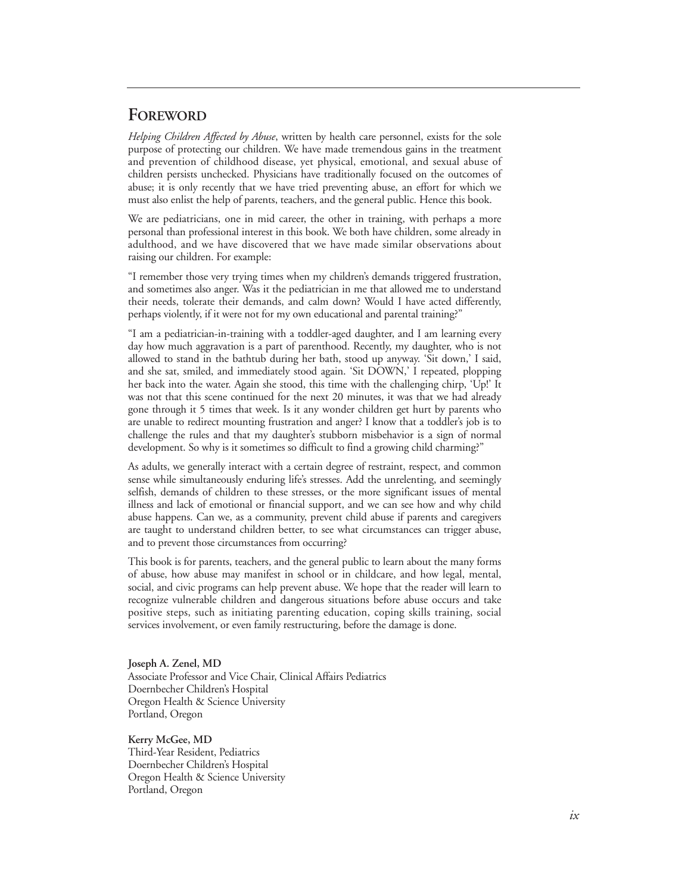# Foreword

*Helping Children Affected by Abuse*, written by health care personnel, exists for the sole purpose of protecting our children. We have made tremendous gains in the treatment and prevention of childhood disease, yet physical, emotional, and sexual abuse of children persists unchecked. Physicians have traditionally focused on the outcomes of abuse; it is only recently that we have tried preventing abuse, an effort for which we must also enlist the help of parents, teachers, and the general public. Hence this book.

We are pediatricians, one in mid career, the other in training, with perhaps a more personal than professional interest in this book. We both have children, some already in adulthood, and we have discovered that we have made similar observations about raising our children. For example:

"I remember those very trying times when my children's demands triggered frustration, and sometimes also anger. Was it the pediatrician in me that allowed me to understand their needs, tolerate their demands, and calm down? Would I have acted differently, perhaps violently, if it were not for my own educational and parental training?"

"I am a pediatrician-in-training with a toddler-aged daughter, and I am learning every day how much aggravation is a part of parenthood. Recently, my daughter, who is not allowed to stand in the bathtub during her bath, stood up anyway. 'Sit down,' I said, and she sat, smiled, and immediately stood again. 'Sit DOWN,' I repeated, plopping her back into the water. Again she stood, this time with the challenging chirp, 'Up!' It was not that this scene continued for the next 20 minutes, it was that we had already gone through it 5 times that week. Is it any wonder children get hurt by parents who are unable to redirect mounting frustration and anger? I know that a toddler's job is to challenge the rules and that my daughter's stubborn misbehavior is a sign of normal development. So why is it sometimes so difficult to find a growing child charming?"

As adults, we generally interact with a certain degree of restraint, respect, and common sense while simultaneously enduring life's stresses. Add the unrelenting, and seemingly selfish, demands of children to these stresses, or the more significant issues of mental illness and lack of emotional or financial support, and we can see how and why child abuse happens. Can we, as a community, prevent child abuse if parents and caregivers are taught to understand children better, to see what circumstances can trigger abuse, and to prevent those circumstances from occurring?

This book is for parents, teachers, and the general public to learn about the many forms of abuse, how abuse may manifest in school or in childcare, and how legal, mental, social, and civic programs can help prevent abuse. We hope that the reader will learn to recognize vulnerable children and dangerous situations before abuse occurs and take positive steps, such as initiating parenting education, coping skills training, social services involvement, or even family restructuring, before the damage is done.

**Joseph A. Zenel, MD**
Associate Professor and Vice Chair, Clinical Affairs Pediatrics
Doernbecher Children's Hospital
Oregon Health & Science University
Portland, Oregon

**Kerry McGee, MD**
Third-Year Resident, Pediatrics
Doernbecher Children's Hospital
Oregon Health & Science University
Portland, Oregon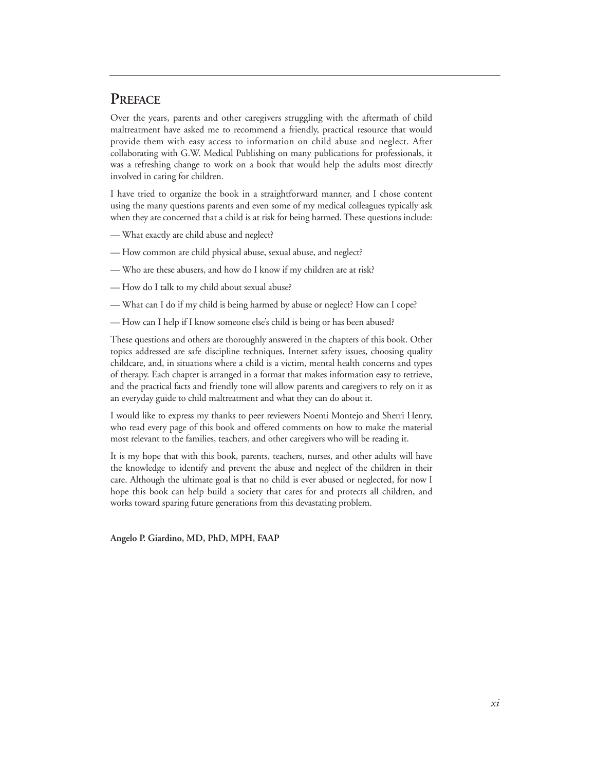# Preface

Over the years, parents and other caregivers struggling with the aftermath of child maltreatment have asked me to recommend a friendly, practical resource that would provide them with easy access to information on child abuse and neglect. After collaborating with G.W. Medical Publishing on many publications for professionals, it was a refreshing change to work on a book that would help the adults most directly involved in caring for children.

I have tried to organize the book in a straightforward manner, and I chose content using the many questions parents and even some of my medical colleagues typically ask when they are concerned that a child is at risk for being harmed. These questions include:

— What exactly are child abuse and neglect?

— How common are child physical abuse, sexual abuse, and neglect?

— Who are these abusers, and how do I know if my children are at risk?

— How do I talk to my child about sexual abuse?

— What can I do if my child is being harmed by abuse or neglect? How can I cope?

— How can I help if I know someone else's child is being or has been abused?

These questions and others are thoroughly answered in the chapters of this book. Other topics addressed are safe discipline techniques, Internet safety issues, choosing quality childcare, and, in situations where a child is a victim, mental health concerns and types of therapy. Each chapter is arranged in a format that makes information easy to retrieve, and the practical facts and friendly tone will allow parents and caregivers to rely on it as an everyday guide to child maltreatment and what they can do about it.

I would like to express my thanks to peer reviewers Noemi Montejo and Sherri Henry, who read every page of this book and offered comments on how to make the material most relevant to the families, teachers, and other caregivers who will be reading it.

It is my hope that with this book, parents, teachers, nurses, and other adults will have the knowledge to identify and prevent the abuse and neglect of the children in their care. Although the ultimate goal is that no child is ever abused or neglected, for now I hope this book can help build a society that cares for and protects all children, and works toward sparing future generations from this devastating problem.

**Angelo P. Giardino, MD, PhD, MPH, FAAP**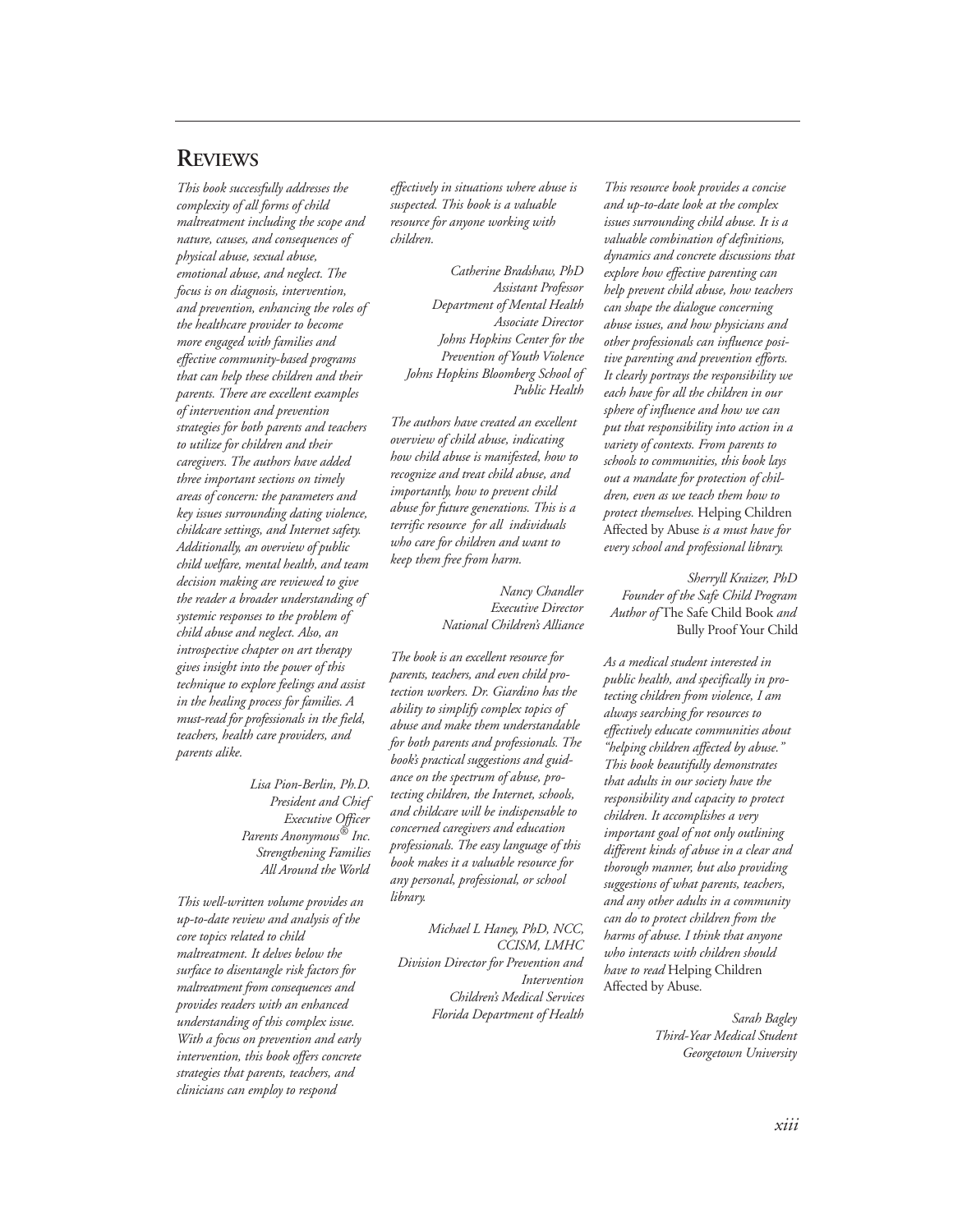## Reviews

*This book successfully addresses the complexity of all forms of child maltreatment including the scope and nature, causes, and consequences of physical abuse, sexual abuse, emotional abuse, and neglect. The focus is on diagnosis, intervention, and prevention, enhancing the roles of the healthcare provider to become more engaged with families and effective community-based programs that can help these children and their parents. There are excellent examples of intervention and prevention strategies for both parents and teachers to utilize for children and their caregivers. The authors have added three important sections on timely areas of concern: the parameters and key issues surrounding dating violence, childcare settings, and Internet safety. Additionally, an overview of public child welfare, mental health, and team decision making are reviewed to give the reader a broader understanding of systemic responses to the problem of child abuse and neglect. Also, an introspective chapter on art therapy gives insight into the power of this technique to explore feelings and assist in the healing process for families. A must-read for professionals in the field, teachers, health care providers, and parents alike.*

*Lisa Pion-Berlin, Ph.D.*
*President and Chief Executive Officer*
*Parents Anonymous® Inc.*
*Strengthening Families All Around the World*

*This well-written volume provides an up-to-date review and analysis of the core topics related to child maltreatment. It delves below the surface to disentangle risk factors for maltreatment from consequences and provides readers with an enhanced understanding of this complex issue. With a focus on prevention and early intervention, this book offers concrete strategies that parents, teachers, and clinicians can employ to respond effectively in situations where abuse is suspected. This book is a valuable resource for anyone working with children.*

*Catherine Bradshaw, PhD*
*Assistant Professor*
*Department of Mental Health*
*Associate Director*
*Johns Hopkins Center for the Prevention of Youth Violence*
*Johns Hopkins Bloomberg School of Public Health*

*The authors have created an excellent overview of child abuse, indicating how child abuse is manifested, how to recognize and treat child abuse, and importantly, how to prevent child abuse for future generations. This is a terrific resource for all individuals who care for children and want to keep them free from harm.*

*Nancy Chandler*
*Executive Director*
*National Children's Alliance*

*The book is an excellent resource for parents, teachers, and even child protection workers. Dr. Giardino has the ability to simplify complex topics of abuse and make them understandable for both parents and professionals. The book's practical suggestions and guidance on the spectrum of abuse, protecting children, the Internet, schools, and childcare will be indispensable to concerned caregivers and education professionals. The easy language of this book makes it a valuable resource for any personal, professional, or school library.*

*Michael L Haney, PhD, NCC, CCISM, LMHC*
*Division Director for Prevention and Intervention*
*Children's Medical Services*
*Florida Department of Health*

*This resource book provides a concise and up-to-date look at the complex issues surrounding child abuse. It is a valuable combination of definitions, dynamics and concrete discussions that explore how effective parenting can help prevent child abuse, how teachers can shape the dialogue concerning abuse issues, and how physicians and other professionals can influence positive parenting and prevention efforts. It clearly portrays the responsibility we each have for all the children in our sphere of influence and how we can put that responsibility into action in a variety of contexts. From parents to schools to communities, this book lays out a mandate for protection of children, even as we teach them how to protect themselves.* Helping Children Affected by Abuse *is a must have for every school and professional library.*

*Sherryll Kraizer, PhD*
*Founder of the Safe Child Program*
*Author of* The Safe Child Book *and* Bully Proof Your Child

*As a medical student interested in public health, and specifically in protecting children from violence, I am always searching for resources to effectively educate communities about "helping children affected by abuse." This book beautifully demonstrates that adults in our society have the responsibility and capacity to protect children. It accomplishes a very important goal of not only outlining different kinds of abuse in a clear and thorough manner, but also providing suggestions of what parents, teachers, and any other adults in a community can do to protect children from the harms of abuse. I think that anyone who interacts with children should have to read* Helping Children Affected by Abuse.

*Sarah Bagley*
*Third-Year Medical Student*
*Georgetown University*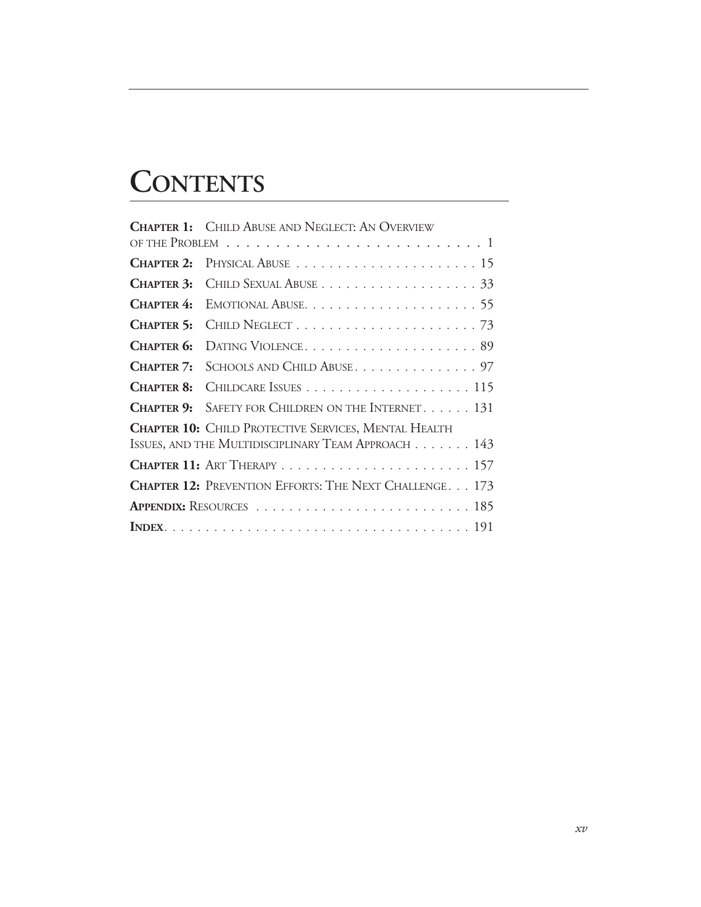# Contents

**Chapter 1:** Child Abuse and Neglect: An Overview of the Problem . . . . . . . . . . . . . . . . . . . . . . . . . . 1

**Chapter 2:** Physical Abuse . . . . . . . . . . . . . . . . . . . . . . 15

**Chapter 3:** Child Sexual Abuse . . . . . . . . . . . . . . . . . . . 33

**Chapter 4:** Emotional Abuse. . . . . . . . . . . . . . . . . . . . . 55

**Chapter 5:** Child Neglect . . . . . . . . . . . . . . . . . . . . . . 73

**Chapter 6:** Dating Violence. . . . . . . . . . . . . . . . . . . . . 89

**Chapter 7:** Schools and Child Abuse. . . . . . . . . . . . . . . 97

**Chapter 8:** Childcare Issues . . . . . . . . . . . . . . . . . . . . 115

**Chapter 9:** Safety for Children on the Internet . . . . . . 131

**Chapter 10:** Child Protective Services, Mental Health Issues, and the Multidisciplinary Team Approach . . . . . . . 143

**Chapter 11:** Art Therapy . . . . . . . . . . . . . . . . . . . . . . . 157

**Chapter 12:** Prevention Efforts: The Next Challenge . . . 173

**Appendix:** Resources . . . . . . . . . . . . . . . . . . . . . . . . . . 185

**Index**. . . . . . . . . . . . . . . . . . . . . . . . . . . . . . . . . . . . 191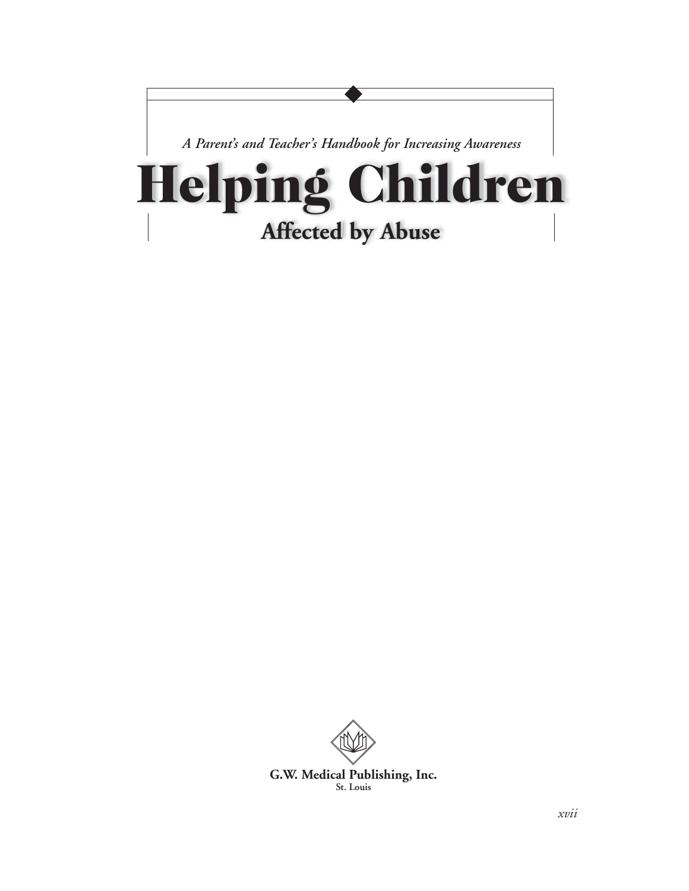*A Parent's and Teacher's Handbook for Increasing Awareness*

# Helping Children

## Affected by Abuse

**G.W. Medical Publishing, Inc.**
**St. Louis**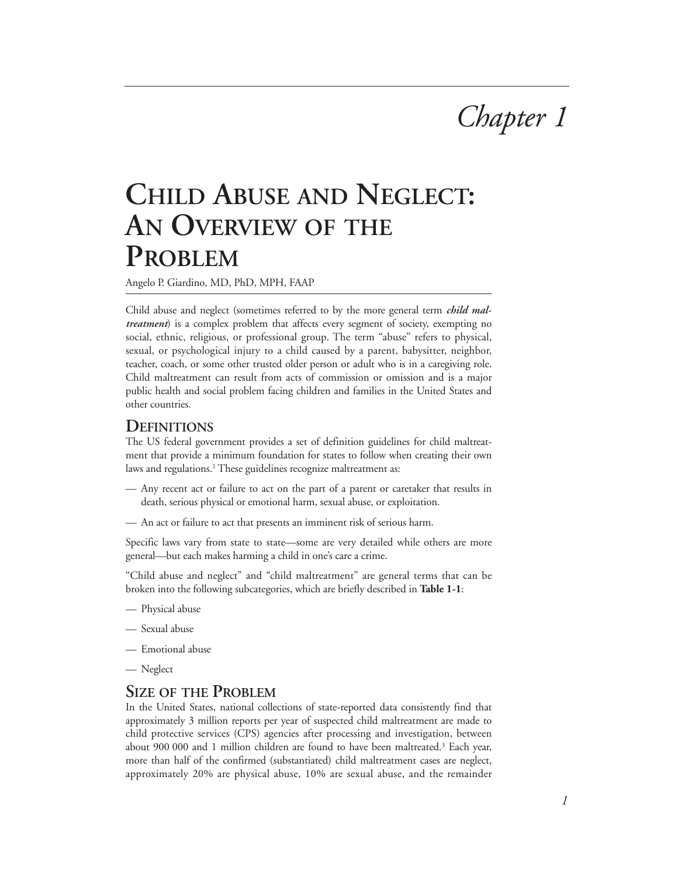# Chapter 1

# Child Abuse and Neglect: An Overview of the Problem

Angelo P. Giardino, MD, PhD, MPH, FAAP

Child abuse and neglect (sometimes referred to by the more general term ***child maltreatment***) is a complex problem that affects every segment of society, exempting no social, ethnic, religious, or professional group. The term "abuse" refers to physical, sexual, or psychological injury to a child caused by a parent, babysitter, neighbor, teacher, coach, or some other trusted older person or adult who is in a caregiving role. Child maltreatment can result from acts of commission or omission and is a major public health and social problem facing children and families in the United States and other countries.

## Definitions

The US federal government provides a set of definition guidelines for child maltreatment that provide a minimum foundation for states to follow when creating their own laws and regulations.[1] These guidelines recognize maltreatment as:

- Any recent act or failure to act on the part of a parent or caretaker that results in death, serious physical or emotional harm, sexual abuse, or exploitation.
- An act or failure to act that presents an imminent risk of serious harm.

Specific laws vary from state to state—some are very detailed while others are more general—but each makes harming a child in one's care a crime.

"Child abuse and neglect" and "child maltreatment" are general terms that can be broken into the following subcategories, which are briefly described in **Table 1-1**:

- Physical abuse
- Sexual abuse
- Emotional abuse
- Neglect

## Size of the Problem

In the United States, national collections of state-reported data consistently find that approximately 3 million reports per year of suspected child maltreatment are made to child protective services (CPS) agencies after processing and investigation, between about 900 000 and 1 million children are found to have been maltreated.[3] Each year, more than half of the confirmed (substantiated) child maltreatment cases are neglect, approximately 20% are physical abuse, 10% are sexual abuse, and the remainder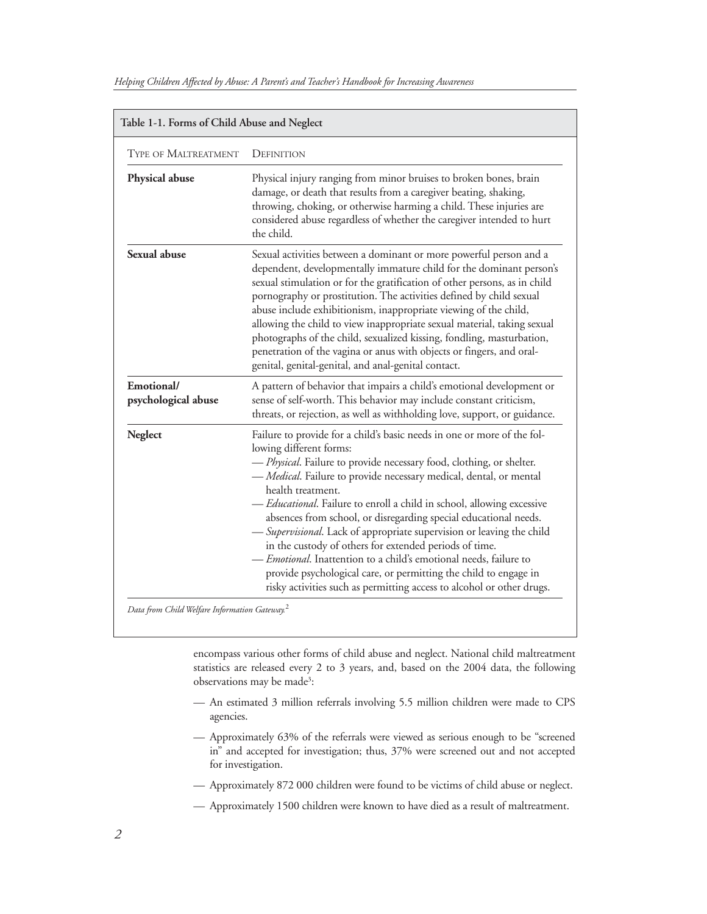**Table 1-1. Forms of Child Abuse and Neglect**

| Type of Maltreatment | Definition |
|---|---|
| **Physical abuse** | Physical injury ranging from minor bruises to broken bones, brain damage, or death that results from a caregiver beating, shaking, throwing, choking, or otherwise harming a child. These injuries are considered abuse regardless of whether the caregiver intended to hurt the child. |
| **Sexual abuse** | Sexual activities between a dominant or more powerful person and a dependent, developmentally immature child for the dominant person's sexual stimulation or for the gratification of other persons, as in child pornography or prostitution. The activities defined by child sexual abuse include exhibitionism, inappropriate viewing of the child, allowing the child to view inappropriate sexual material, taking sexual photographs of the child, sexualized kissing, fondling, masturbation, penetration of the vagina or anus with objects or fingers, and oral-genital, genital-genital, and anal-genital contact. |
| **Emotional/ psychological abuse** | A pattern of behavior that impairs a child's emotional development or sense of self-worth. This behavior may include constant criticism, threats, or rejection, as well as withholding love, support, or guidance. |
| **Neglect** | Failure to provide for a child's basic needs in one or more of the following different forms:<br>— *Physical*. Failure to provide necessary food, clothing, or shelter.<br>— *Medical*. Failure to provide necessary medical, dental, or mental health treatment.<br>— *Educational*. Failure to enroll a child in school, allowing excessive absences from school, or disregarding special educational needs.<br>— *Supervisional*. Lack of appropriate supervision or leaving the child in the custody of others for extended periods of time.<br>— *Emotional*. Inattention to a child's emotional needs, failure to provide psychological care, or permitting the child to engage in risky activities such as permitting access to alcohol or other drugs. |

*Data from Child Welfare Information Gateway.*[2]

encompass various other forms of child abuse and neglect. National child maltreatment statistics are released every 2 to 3 years, and, based on the 2004 data, the following observations may be made[3]:

- An estimated 3 million referrals involving 5.5 million children were made to CPS agencies.
- Approximately 63% of the referrals were viewed as serious enough to be "screened in" and accepted for investigation; thus, 37% were screened out and not accepted for investigation.
- Approximately 872 000 children were found to be victims of child abuse or neglect.
- Approximately 1500 children were known to have died as a result of maltreatment.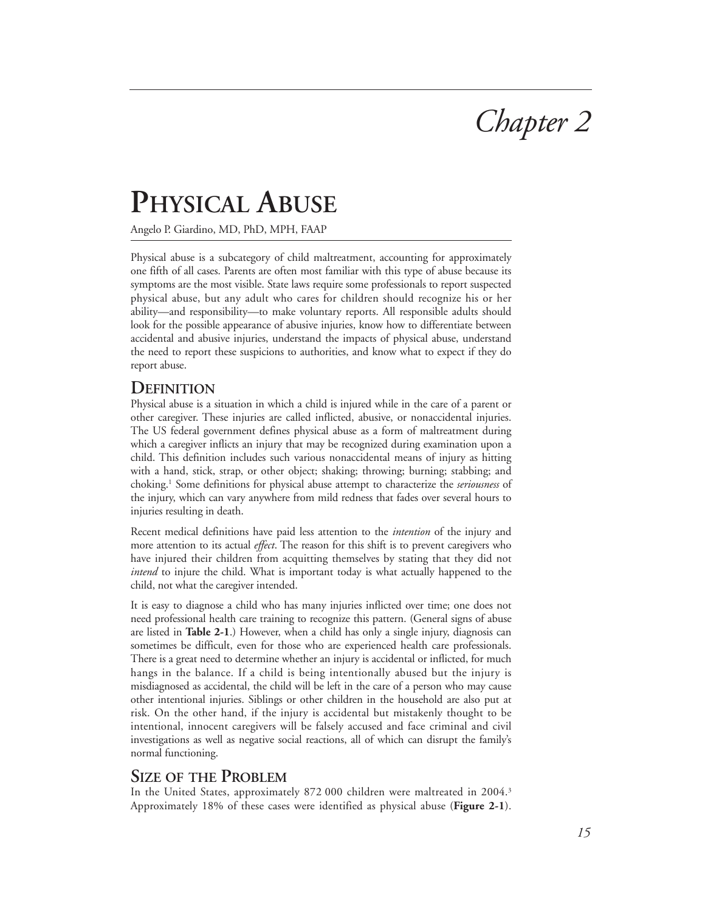# Chapter 2

# Physical Abuse

Angelo P. Giardino, MD, PhD, MPH, FAAP

Physical abuse is a subcategory of child maltreatment, accounting for approximately one fifth of all cases. Parents are often most familiar with this type of abuse because its symptoms are the most visible. State laws require some professionals to report suspected physical abuse, but any adult who cares for children should recognize his or her ability—and responsibility—to make voluntary reports. All responsible adults should look for the possible appearance of abusive injuries, know how to differentiate between accidental and abusive injuries, understand the impacts of physical abuse, understand the need to report these suspicions to authorities, and know what to expect if they do report abuse.

## Definition

Physical abuse is a situation in which a child is injured while in the care of a parent or other caregiver. These injuries are called inflicted, abusive, or nonaccidental injuries. The US federal government defines physical abuse as a form of maltreatment during which a caregiver inflicts an injury that may be recognized during examination upon a child. This definition includes such various nonaccidental means of injury as hitting with a hand, stick, strap, or other object; shaking; throwing; burning; stabbing; and choking.[1] Some definitions for physical abuse attempt to characterize the *seriousness* of the injury, which can vary anywhere from mild redness that fades over several hours to injuries resulting in death.

Recent medical definitions have paid less attention to the *intention* of the injury and more attention to its actual *effect*. The reason for this shift is to prevent caregivers who have injured their children from acquitting themselves by stating that they did not *intend* to injure the child. What is important today is what actually happened to the child, not what the caregiver intended.

It is easy to diagnose a child who has many injuries inflicted over time; one does not need professional health care training to recognize this pattern. (General signs of abuse are listed in **Table 2-1**.) However, when a child has only a single injury, diagnosis can sometimes be difficult, even for those who are experienced health care professionals. There is a great need to determine whether an injury is accidental or inflicted, for much hangs in the balance. If a child is being intentionally abused but the injury is misdiagnosed as accidental, the child will be left in the care of a person who may cause other intentional injuries. Siblings or other children in the household are also put at risk. On the other hand, if the injury is accidental but mistakenly thought to be intentional, innocent caregivers will be falsely accused and face criminal and civil investigations as well as negative social reactions, all of which can disrupt the family's normal functioning.

## Size of the Problem

In the United States, approximately 872 000 children were maltreated in 2004.[3] Approximately 18% of these cases were identified as physical abuse (**Figure 2-1**).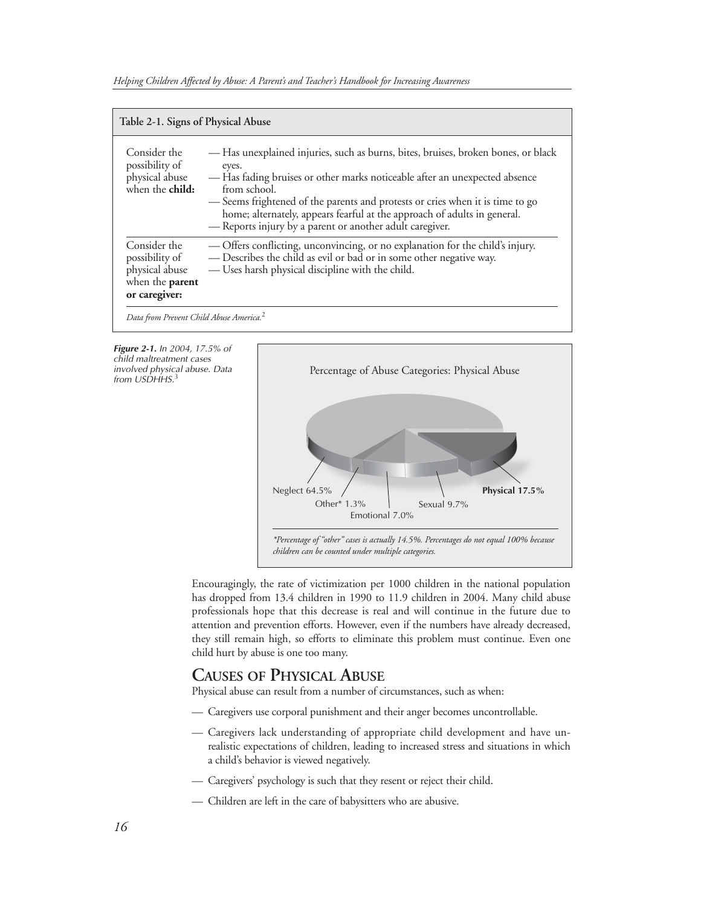**Table 2-1. Signs of Physical Abuse**

| | |
|---|---|
| Consider the possibility of physical abuse when the **child:** | — Has unexplained injuries, such as burns, bites, bruises, broken bones, or black eyes.<br>— Has fading bruises or other marks noticeable after an unexpected absence from school.<br>— Seems frightened of the parents and protests or cries when it is time to go home; alternately, appears fearful at the approach of adults in general.<br>— Reports injury by a parent or another adult caregiver. |
| Consider the possibility of physical abuse when the **parent or caregiver:** | — Offers conflicting, unconvincing, or no explanation for the child's injury.<br>— Describes the child as evil or bad or in some other negative way.<br>— Uses harsh physical discipline with the child. |

*Data from Prevent Child Abuse America.*[2]

***Figure 2-1.*** *In 2004, 17.5% of child maltreatment cases involved physical abuse. Data from USDHHS.*[3]

Percentage of Abuse Categories: Physical Abuse

Neglect 64.5%
Other* 1.3%
Emotional 7.0%
Sexual 9.7%
**Physical 17.5%**

*\*Percentage of "other" cases is actually 14.5%. Percentages do not equal 100% because children can be counted under multiple categories.*

Encouragingly, the rate of victimization per 1000 children in the national population has dropped from 13.4 children in 1990 to 11.9 children in 2004. Many child abuse professionals hope that this decrease is real and will continue in the future due to attention and prevention efforts. However, even if the numbers have already decreased, they still remain high, so efforts to eliminate this problem must continue. Even one child hurt by abuse is one too many.

## CAUSES OF PHYSICAL ABUSE

Physical abuse can result from a number of circumstances, such as when:

— Caregivers use corporal punishment and their anger becomes uncontrollable.

— Caregivers lack understanding of appropriate child development and have unrealistic expectations of children, leading to increased stress and situations in which a child's behavior is viewed negatively.

— Caregivers' psychology is such that they resent or reject their child.

— Children are left in the care of babysitters who are abusive.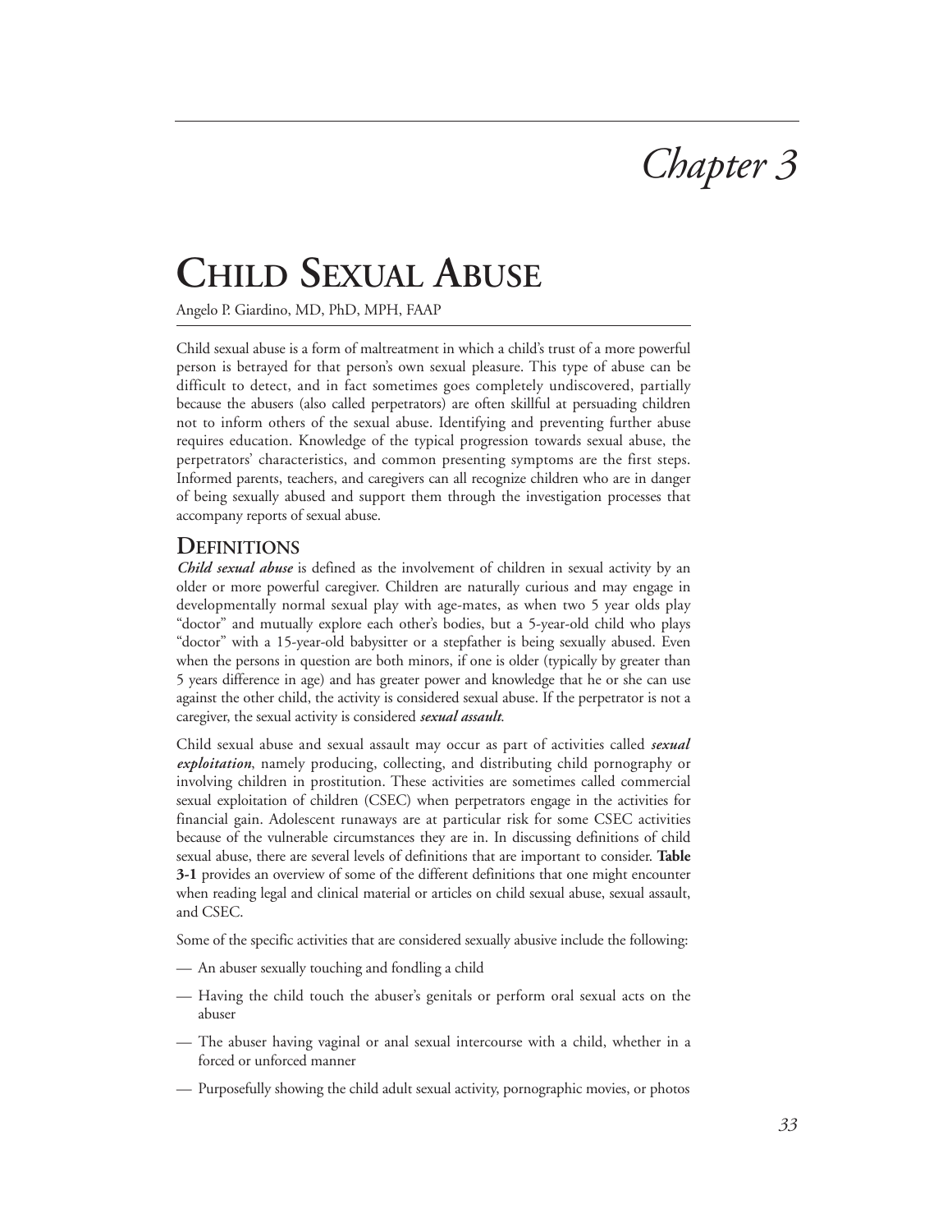# Chapter 3

# CHILD SEXUAL ABUSE

Angelo P. Giardino, MD, PhD, MPH, FAAP

Child sexual abuse is a form of maltreatment in which a child's trust of a more powerful person is betrayed for that person's own sexual pleasure. This type of abuse can be difficult to detect, and in fact sometimes goes completely undiscovered, partially because the abusers (also called perpetrators) are often skillful at persuading children not to inform others of the sexual abuse. Identifying and preventing further abuse requires education. Knowledge of the typical progression towards sexual abuse, the perpetrators' characteristics, and common presenting symptoms are the first steps. Informed parents, teachers, and caregivers can all recognize children who are in danger of being sexually abused and support them through the investigation processes that accompany reports of sexual abuse.

## DEFINITIONS

***Child sexual abuse*** is defined as the involvement of children in sexual activity by an older or more powerful caregiver. Children are naturally curious and may engage in developmentally normal sexual play with age-mates, as when two 5 year olds play "doctor" and mutually explore each other's bodies, but a 5-year-old child who plays "doctor" with a 15-year-old babysitter or a stepfather is being sexually abused. Even when the persons in question are both minors, if one is older (typically by greater than 5 years difference in age) and has greater power and knowledge that he or she can use against the other child, the activity is considered sexual abuse. If the perpetrator is not a caregiver, the sexual activity is considered ***sexual assault***.

Child sexual abuse and sexual assault may occur as part of activities called ***sexual exploitation***, namely producing, collecting, and distributing child pornography or involving children in prostitution. These activities are sometimes called commercial sexual exploitation of children (CSEC) when perpetrators engage in the activities for financial gain. Adolescent runaways are at particular risk for some CSEC activities because of the vulnerable circumstances they are in. In discussing definitions of child sexual abuse, there are several levels of definitions that are important to consider. **Table 3-1** provides an overview of some of the different definitions that one might encounter when reading legal and clinical material or articles on child sexual abuse, sexual assault, and CSEC.

Some of the specific activities that are considered sexually abusive include the following:

- An abuser sexually touching and fondling a child
- Having the child touch the abuser's genitals or perform oral sexual acts on the abuser
- The abuser having vaginal or anal sexual intercourse with a child, whether in a forced or unforced manner
- Purposefully showing the child adult sexual activity, pornographic movies, or photos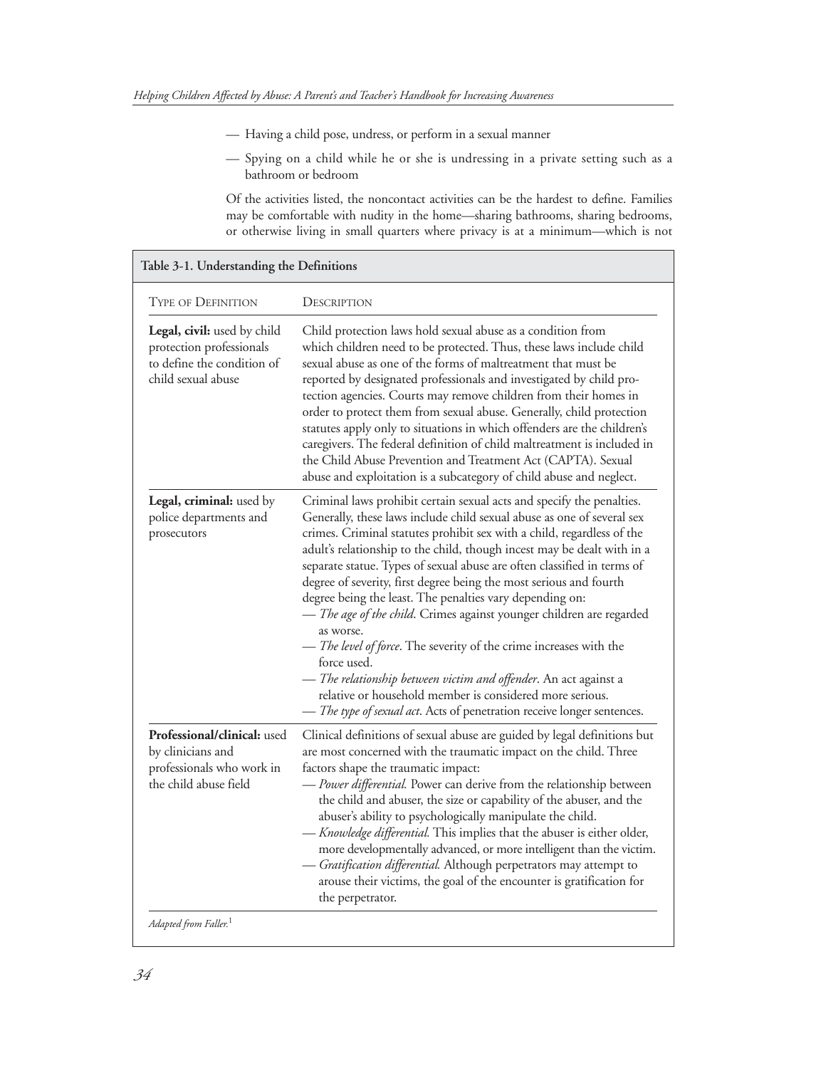— Having a child pose, undress, or perform in a sexual manner

— Spying on a child while he or she is undressing in a private setting such as a bathroom or bedroom

Of the activities listed, the noncontact activities can be the hardest to define. Families may be comfortable with nudity in the home—sharing bathrooms, sharing bedrooms, or otherwise living in small quarters where privacy is at a minimum—which is not

**Table 3-1. Understanding the Definitions**

| Type of Definition | Description |
|---|---|
| **Legal, civil:** used by child protection professionals to define the condition of child sexual abuse | Child protection laws hold sexual abuse as a condition from which children need to be protected. Thus, these laws include child sexual abuse as one of the forms of maltreatment that must be reported by designated professionals and investigated by child protection agencies. Courts may remove children from their homes in order to protect them from sexual abuse. Generally, child protection statutes apply only to situations in which offenders are the children's caregivers. The federal definition of child maltreatment is included in the Child Abuse Prevention and Treatment Act (CAPTA). Sexual abuse and exploitation is a subcategory of child abuse and neglect. |
| **Legal, criminal:** used by police departments and prosecutors | Criminal laws prohibit certain sexual acts and specify the penalties. Generally, these laws include child sexual abuse as one of several sex crimes. Criminal statutes prohibit sex with a child, regardless of the adult's relationship to the child, though incest may be dealt with in a separate statue. Types of sexual abuse are often classified in terms of degree of severity, first degree being the most serious and fourth degree being the least. The penalties vary depending on:<br>— *The age of the child*. Crimes against younger children are regarded as worse.<br>— *The level of force*. The severity of the crime increases with the force used.<br>— *The relationship between victim and offender*. An act against a relative or household member is considered more serious.<br>— *The type of sexual act*. Acts of penetration receive longer sentences. |
| **Professional/clinical:** used by clinicians and professionals who work in the child abuse field | Clinical definitions of sexual abuse are guided by legal definitions but are most concerned with the traumatic impact on the child. Three factors shape the traumatic impact:<br>— *Power differential.* Power can derive from the relationship between the child and abuser, the size or capability of the abuser, and the abuser's ability to psychologically manipulate the child.<br>— *Knowledge differential.* This implies that the abuser is either older, more developmentally advanced, or more intelligent than the victim.<br>— *Gratification differential.* Although perpetrators may attempt to arouse their victims, the goal of the encounter is gratification for the perpetrator. |

*Adapted from Faller.*[1]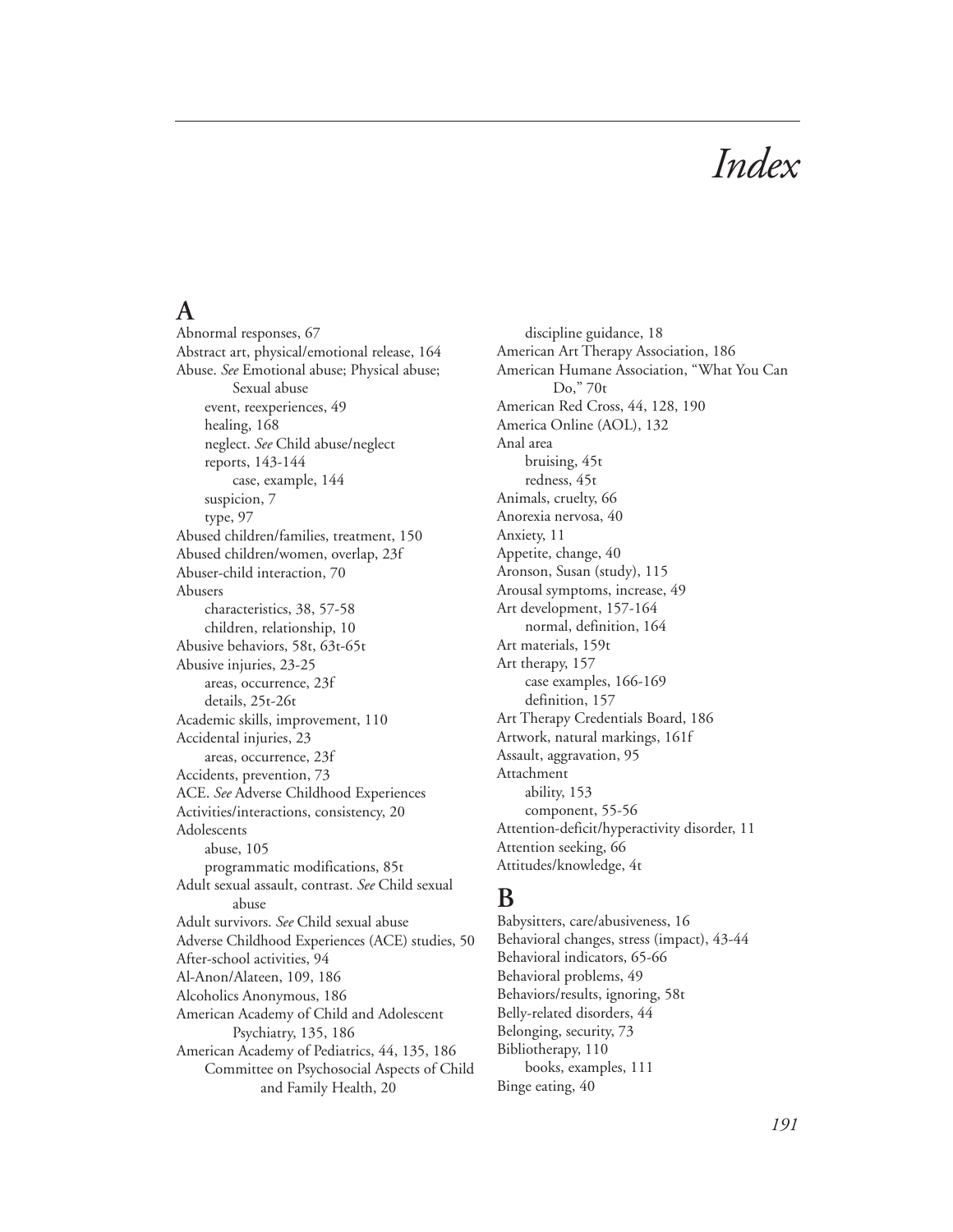# Index

## A

Abnormal responses, 67
Abstract art, physical/emotional release, 164
Abuse. *See* Emotional abuse; Physical abuse; Sexual abuse
- event, reexperiences, 49
- healing, 168
- neglect. *See* Child abuse/neglect
- reports, 143-144
  - case, example, 144
- suspicion, 7
- type, 97

Abused children/families, treatment, 150
Abused children/women, overlap, 23f
Abuser-child interaction, 70
Abusers
- characteristics, 38, 57-58
- children, relationship, 10

Abusive behaviors, 58t, 63t-65t
Abusive injuries, 23-25
- areas, occurrence, 23f
- details, 25t-26t

Academic skills, improvement, 110
Accidental injuries, 23
- areas, occurrence, 23f

Accidents, prevention, 73
ACE. *See* Adverse Childhood Experiences
Activities/interactions, consistency, 20
Adolescents
- abuse, 105
- programmatic modifications, 85t

Adult sexual assault, contrast. *See* Child sexual abuse
Adult survivors. *See* Child sexual abuse
Adverse Childhood Experiences (ACE) studies, 50
After-school activities, 94
Al-Anon/Alateen, 109, 186
Alcoholics Anonymous, 186
American Academy of Child and Adolescent Psychiatry, 135, 186
American Academy of Pediatrics, 44, 135, 186
- Committee on Psychosocial Aspects of Child and Family Health, 20
- discipline guidance, 18

American Art Therapy Association, 186
American Humane Association, "What You Can Do," 70t
American Red Cross, 44, 128, 190
America Online (AOL), 132
Anal area
- bruising, 45t
- redness, 45t

Animals, cruelty, 66
Anorexia nervosa, 40
Anxiety, 11
Appetite, change, 40
Aronson, Susan (study), 115
Arousal symptoms, increase, 49
Art development, 157-164
- normal, definition, 164

Art materials, 159t
Art therapy, 157
- case examples, 166-169
- definition, 157

Art Therapy Credentials Board, 186
Artwork, natural markings, 161f
Assault, aggravation, 95
Attachment
- ability, 153
- component, 55-56

Attention-deficit/hyperactivity disorder, 11
Attention seeking, 66
Attitudes/knowledge, 4t

## B

Babysitters, care/abusiveness, 16
Behavioral changes, stress (impact), 43-44
Behavioral indicators, 65-66
Behavioral problems, 49
Behaviors/results, ignoring, 58t
Belly-related disorders, 44
Belonging, security, 73
Bibliotherapy, 110
- books, examples, 111

Binge eating, 40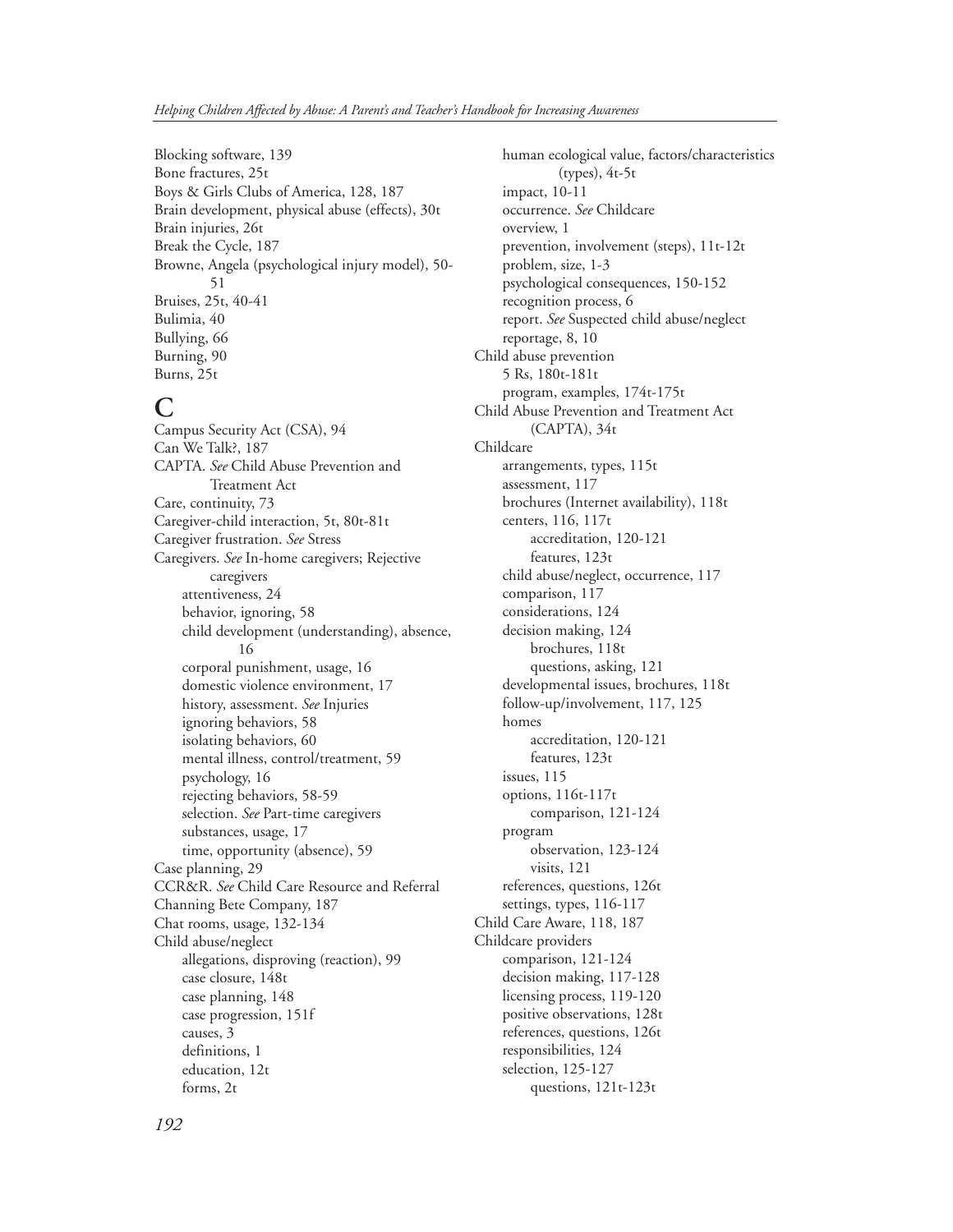Blocking software, 139
Bone fractures, 25t
Boys & Girls Clubs of America, 128, 187
Brain development, physical abuse (effects), 30t
Brain injuries, 26t
Break the Cycle, 187
Browne, Angela (psychological injury model), 50-51
Bruises, 25t, 40-41
Bulimia, 40
Bullying, 66
Burning, 90
Burns, 25t

## C

Campus Security Act (CSA), 94
Can We Talk?, 187
CAPTA. *See* Child Abuse Prevention and Treatment Act
Care, continuity, 73
Caregiver-child interaction, 5t, 80t-81t
Caregiver frustration. *See* Stress
Caregivers. *See* In-home caregivers; Rejective caregivers
- attentiveness, 24
- behavior, ignoring, 58
- child development (understanding), absence, 16
- corporal punishment, usage, 16
- domestic violence environment, 17
- history, assessment. *See* Injuries
- ignoring behaviors, 58
- isolating behaviors, 60
- mental illness, control/treatment, 59
- psychology, 16
- rejecting behaviors, 58-59
- selection. *See* Part-time caregivers
- substances, usage, 17
- time, opportunity (absence), 59

Case planning, 29
CCR&R. *See* Child Care Resource and Referral
Channing Bete Company, 187
Chat rooms, usage, 132-134
Child abuse/neglect
- allegations, disproving (reaction), 99
- case closure, 148t
- case planning, 148
- case progression, 151f
- causes, 3
- definitions, 1
- education, 12t
- forms, 2t
- human ecological value, factors/characteristics (types), 4t-5t
- impact, 10-11
- occurrence. *See* Childcare
- overview, 1
- prevention, involvement (steps), 11t-12t
- problem, size, 1-3
- psychological consequences, 150-152
- recognition process, 6
- report. *See* Suspected child abuse/neglect
- reportage, 8, 10

Child abuse prevention
- 5 Rs, 180t-181t
- program, examples, 174t-175t

Child Abuse Prevention and Treatment Act (CAPTA), 34t
Childcare
- arrangements, types, 115t
- assessment, 117
- brochures (Internet availability), 118t
- centers, 116, 117t
  - accreditation, 120-121
  - features, 123t
- child abuse/neglect, occurrence, 117
- comparison, 117
- considerations, 124
- decision making, 124
  - brochures, 118t
  - questions, asking, 121
- developmental issues, brochures, 118t
- follow-up/involvement, 117, 125
- homes
  - accreditation, 120-121
  - features, 123t
- issues, 115
- options, 116t-117t
  - comparison, 121-124
- program
  - observation, 123-124
  - visits, 121
- references, questions, 126t
- settings, types, 116-117

Child Care Aware, 118, 187
Childcare providers
- comparison, 121-124
- decision making, 117-128
- licensing process, 119-120
- positive observations, 128t
- references, questions, 126t
- responsibilities, 124
- selection, 125-127
  - questions, 121t-123t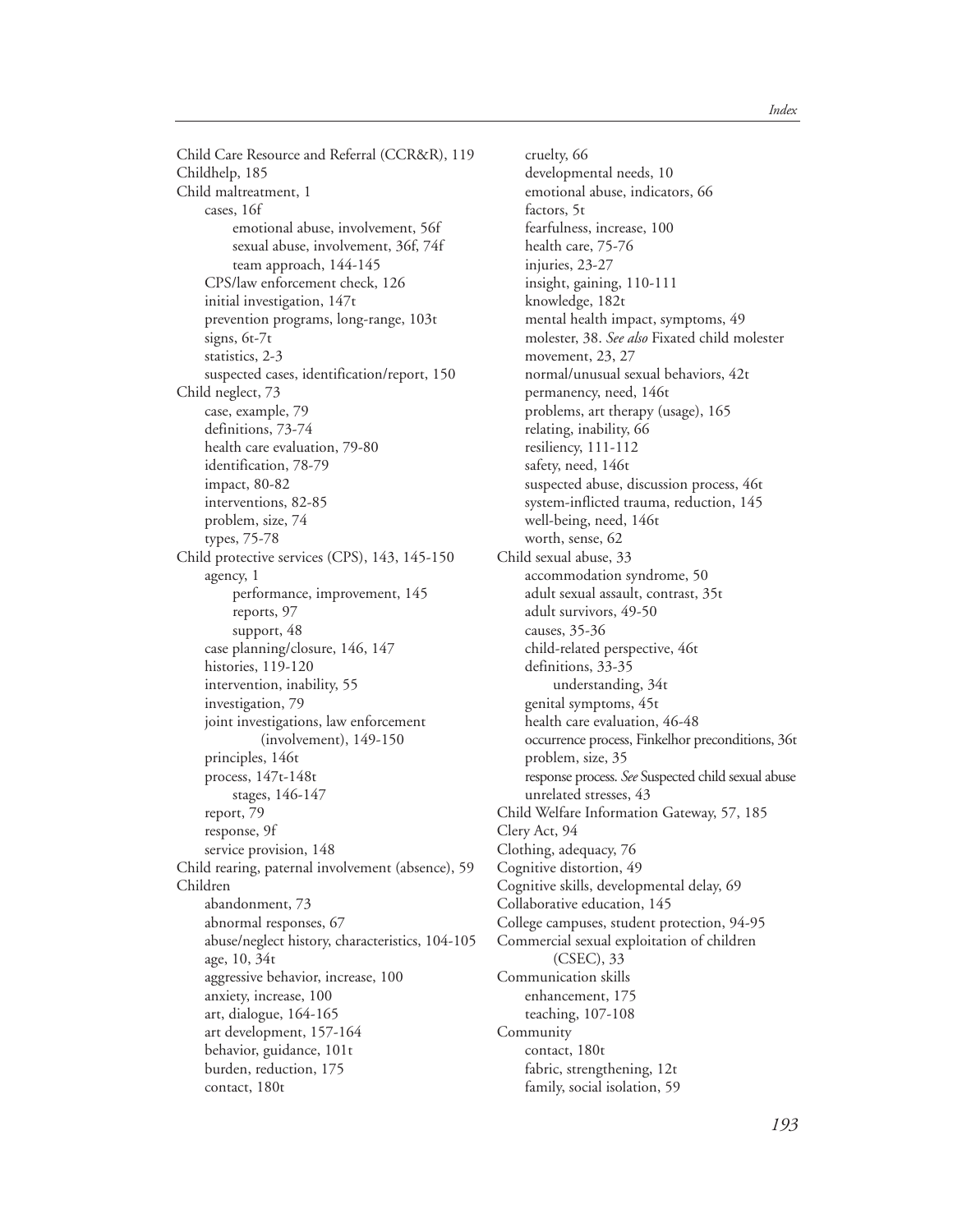Child Care Resource and Referral (CCR&R), 119
Childhelp, 185
Child maltreatment, 1
  cases, 16f
    emotional abuse, involvement, 56f
    sexual abuse, involvement, 36f, 74f
    team approach, 144-145
  CPS/law enforcement check, 126
  initial investigation, 147t
  prevention programs, long-range, 103t
  signs, 6t-7t
  statistics, 2-3
  suspected cases, identification/report, 150
Child neglect, 73
  case, example, 79
  definitions, 73-74
  health care evaluation, 79-80
  identification, 78-79
  impact, 80-82
  interventions, 82-85
  problem, size, 74
  types, 75-78
Child protective services (CPS), 143, 145-150
  agency, 1
    performance, improvement, 145
    reports, 97
    support, 48
  case planning/closure, 146, 147
  histories, 119-120
  intervention, inability, 55
  investigation, 79
  joint investigations, law enforcement (involvement), 149-150
  principles, 146t
  process, 147t-148t
    stages, 146-147
  report, 79
  response, 9f
  service provision, 148
Child rearing, paternal involvement (absence), 59
Children
  abandonment, 73
  abnormal responses, 67
  abuse/neglect history, characteristics, 104-105
  age, 10, 34t
  aggressive behavior, increase, 100
  anxiety, increase, 100
  art, dialogue, 164-165
  art development, 157-164
  behavior, guidance, 101t
  burden, reduction, 175
  contact, 180t
  cruelty, 66
  developmental needs, 10
  emotional abuse, indicators, 66
  factors, 5t
  fearfulness, increase, 100
  health care, 75-76
  injuries, 23-27
  insight, gaining, 110-111
  knowledge, 182t
  mental health impact, symptoms, 49
  molester, 38. *See also* Fixated child molester
  movement, 23, 27
  normal/unusual sexual behaviors, 42t
  permanency, need, 146t
  problems, art therapy (usage), 165
  relating, inability, 66
  resiliency, 111-112
  safety, need, 146t
  suspected abuse, discussion process, 46t
  system-inflicted trauma, reduction, 145
  well-being, need, 146t
  worth, sense, 62
Child sexual abuse, 33
  accommodation syndrome, 50
  adult sexual assault, contrast, 35t
  adult survivors, 49-50
  causes, 35-36
  child-related perspective, 46t
  definitions, 33-35
    understanding, 34t
  genital symptoms, 45t
  health care evaluation, 46-48
  occurrence process, Finkelhor preconditions, 36t
  problem, size, 35
  response process. *See* Suspected child sexual abuse
  unrelated stresses, 43
Child Welfare Information Gateway, 57, 185
Clery Act, 94
Clothing, adequacy, 76
Cognitive distortion, 49
Cognitive skills, developmental delay, 69
Collaborative education, 145
College campuses, student protection, 94-95
Commercial sexual exploitation of children (CSEC), 33
Communication skills
  enhancement, 175
  teaching, 107-108
Community
  contact, 180t
  fabric, strengthening, 12t
  family, social isolation, 59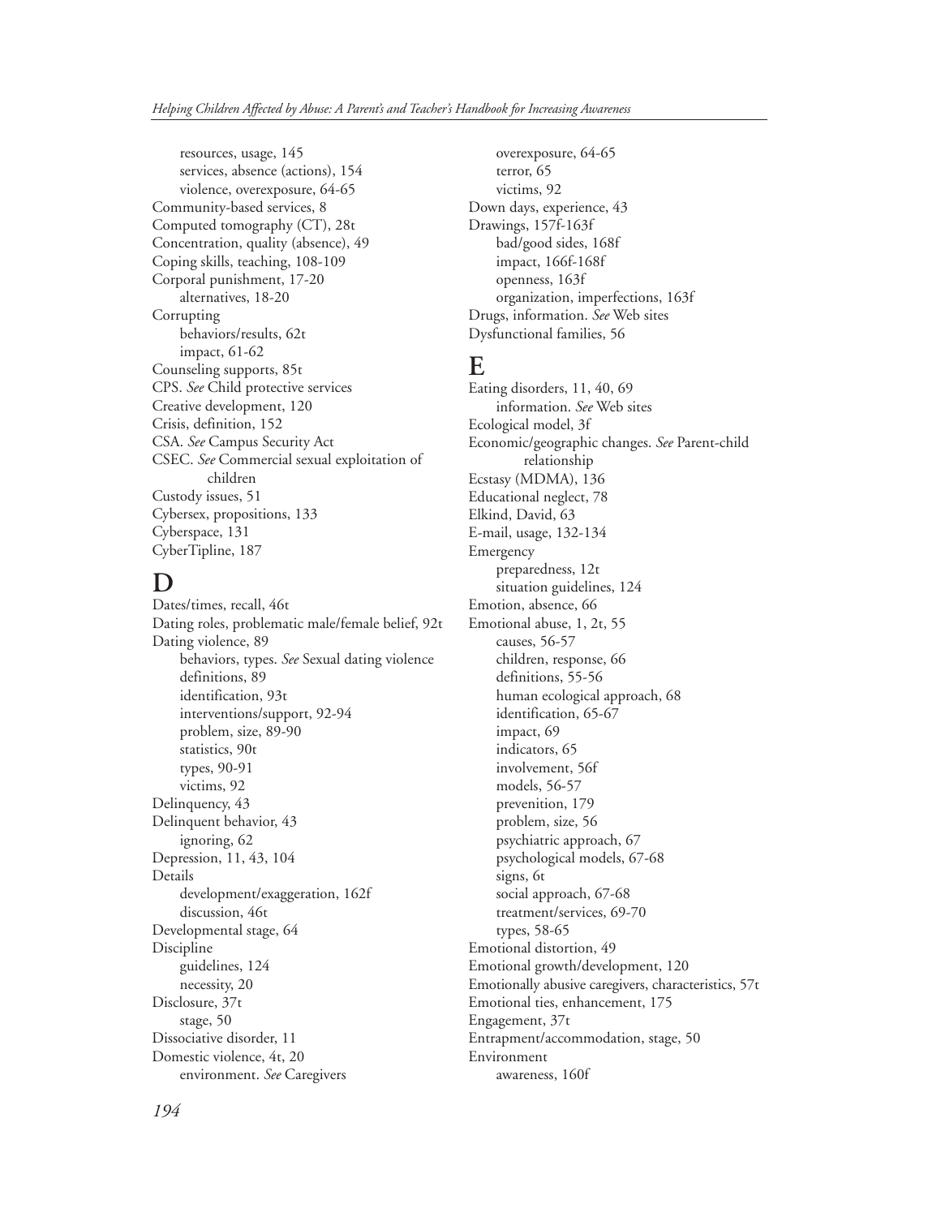resources, usage, 145
services, absence (actions), 154
violence, overexposure, 64-65
Community-based services, 8
Computed tomography (CT), 28t
Concentration, quality (absence), 49
Coping skills, teaching, 108-109
Corporal punishment, 17-20
alternatives, 18-20
Corrupting
behaviors/results, 62t
impact, 61-62
Counseling supports, 85t
CPS. *See* Child protective services
Creative development, 120
Crisis, definition, 152
CSA. *See* Campus Security Act
CSEC. *See* Commercial sexual exploitation of children
Custody issues, 51
Cybersex, propositions, 133
Cyberspace, 131
CyberTipline, 187

## D

Dates/times, recall, 46t
Dating roles, problematic male/female belief, 92t
Dating violence, 89
behaviors, types. *See* Sexual dating violence
definitions, 89
identification, 93t
interventions/support, 92-94
problem, size, 89-90
statistics, 90t
types, 90-91
victims, 92
Delinquency, 43
Delinquent behavior, 43
ignoring, 62
Depression, 11, 43, 104
Details
development/exaggeration, 162f
discussion, 46t
Developmental stage, 64
Discipline
guidelines, 124
necessity, 20
Disclosure, 37t
stage, 50
Dissociative disorder, 11
Domestic violence, 4t, 20
environment. *See* Caregivers
overexposure, 64-65
terror, 65
victims, 92
Down days, experience, 43
Drawings, 157f-163f
bad/good sides, 168f
impact, 166f-168f
openness, 163f
organization, imperfections, 163f
Drugs, information. *See* Web sites
Dysfunctional families, 56

## E

Eating disorders, 11, 40, 69
information. *See* Web sites
Ecological model, 3f
Economic/geographic changes. *See* Parent-child relationship
Ecstasy (MDMA), 136
Educational neglect, 78
Elkind, David, 63
E-mail, usage, 132-134
Emergency
preparedness, 12t
situation guidelines, 124
Emotion, absence, 66
Emotional abuse, 1, 2t, 55
causes, 56-57
children, response, 66
definitions, 55-56
human ecological approach, 68
identification, 65-67
impact, 69
indicators, 65
involvement, 56f
models, 56-57
prevenition, 179
problem, size, 56
psychiatric approach, 67
psychological models, 67-68
signs, 6t
social approach, 67-68
treatment/services, 69-70
types, 58-65
Emotional distortion, 49
Emotional growth/development, 120
Emotionally abusive caregivers, characteristics, 57t
Emotional ties, enhancement, 175
Engagement, 37t
Entrapment/accommodation, stage, 50
Environment
awareness, 160f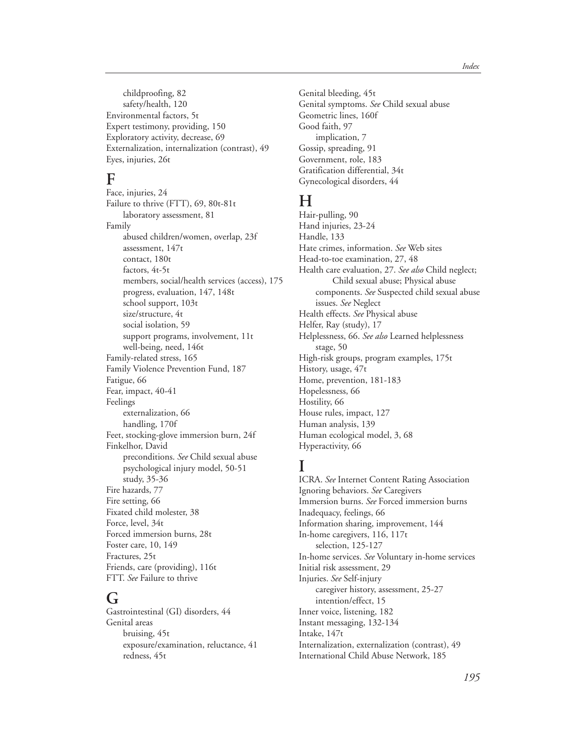childproofing, 82
    safety/health, 120
Environmental factors, 5t
Expert testimony, providing, 150
Exploratory activity, decrease, 69
Externalization, internalization (contrast), 49
Eyes, injuries, 26t

## F

Face, injuries, 24
Failure to thrive (FTT), 69, 80t-81t
    laboratory assessment, 81
Family
    abused children/women, overlap, 23f
    assessment, 147t
    contact, 180t
    factors, 4t-5t
    members, social/health services (access), 175
    progress, evaluation, 147, 148t
    school support, 103t
    size/structure, 4t
    social isolation, 59
    support programs, involvement, 11t
    well-being, need, 146t
Family-related stress, 165
Family Violence Prevention Fund, 187
Fatigue, 66
Fear, impact, 40-41
Feelings
    externalization, 66
    handling, 170f
Feet, stocking-glove immersion burn, 24f
Finkelhor, David
    preconditions. *See* Child sexual abuse
    psychological injury model, 50-51
    study, 35-36
Fire hazards, 77
Fire setting, 66
Fixated child molester, 38
Force, level, 34t
Forced immersion burns, 28t
Foster care, 10, 149
Fractures, 25t
Friends, care (providing), 116t
FTT. *See* Failure to thrive

## G

Gastrointestinal (GI) disorders, 44
Genital areas
    bruising, 45t
    exposure/examination, reluctance, 41
    redness, 45t
Genital bleeding, 45t
Genital symptoms. *See* Child sexual abuse
Geometric lines, 160f
Good faith, 97
    implication, 7
Gossip, spreading, 91
Government, role, 183
Gratification differential, 34t
Gynecological disorders, 44

## H

Hair-pulling, 90
Hand injuries, 23-24
Handle, 133
Hate crimes, information. *See* Web sites
Head-to-toe examination, 27, 48
Health care evaluation, 27. *See also* Child neglect; Child sexual abuse; Physical abuse
    components. *See* Suspected child sexual abuse
    issues. *See* Neglect
Health effects. *See* Physical abuse
Helfer, Ray (study), 17
Helplessness, 66. *See also* Learned helplessness
    stage, 50
High-risk groups, program examples, 175t
History, usage, 47t
Home, prevention, 181-183
Hopelessness, 66
Hostility, 66
House rules, impact, 127
Human analysis, 139
Human ecological model, 3, 68
Hyperactivity, 66

## I

ICRA. *See* Internet Content Rating Association
Ignoring behaviors. *See* Caregivers
Immersion burns. *See* Forced immersion burns
Inadequacy, feelings, 66
Information sharing, improvement, 144
In-home caregivers, 116, 117t
    selection, 125-127
In-home services. *See* Voluntary in-home services
Initial risk assessment, 29
Injuries. *See* Self-injury
    caregiver history, assessment, 25-27
    intention/effect, 15
Inner voice, listening, 182
Instant messaging, 132-134
Intake, 147t
Internalization, externalization (contrast), 49
International Child Abuse Network, 185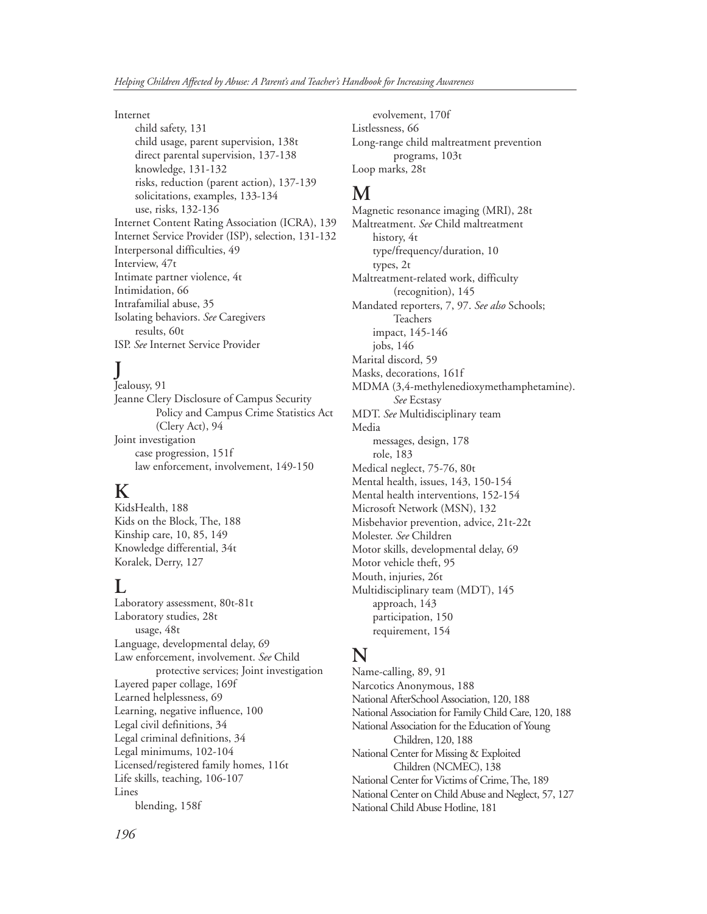Internet
- child safety, 131
- child usage, parent supervision, 138t
- direct parental supervision, 137-138
- knowledge, 131-132
- risks, reduction (parent action), 137-139
- solicitations, examples, 133-134
- use, risks, 132-136

Internet Content Rating Association (ICRA), 139
Internet Service Provider (ISP), selection, 131-132
Interpersonal difficulties, 49
Interview, 47t
Intimate partner violence, 4t
Intimidation, 66
Intrafamilial abuse, 35
Isolating behaviors. *See* Caregivers
- results, 60t

ISP. *See* Internet Service Provider

## J

Jealousy, 91
Jeanne Clery Disclosure of Campus Security Policy and Campus Crime Statistics Act (Clery Act), 94
Joint investigation
- case progression, 151f
- law enforcement, involvement, 149-150

## K

KidsHealth, 188
Kids on the Block, The, 188
Kinship care, 10, 85, 149
Knowledge differential, 34t
Koralek, Derry, 127

## L

Laboratory assessment, 80t-81t
Laboratory studies, 28t
- usage, 48t

Language, developmental delay, 69
Law enforcement, involvement. *See* Child protective services; Joint investigation
Layered paper collage, 169f
Learned helplessness, 69
Learning, negative influence, 100
Legal civil definitions, 34
Legal criminal definitions, 34
Legal minimums, 102-104
Licensed/registered family homes, 116t
Life skills, teaching, 106-107
Lines
- blending, 158f
- evolvement, 170f

Listlessness, 66
Long-range child maltreatment prevention programs, 103t
Loop marks, 28t

## M

Magnetic resonance imaging (MRI), 28t
Maltreatment. *See* Child maltreatment
- history, 4t
- type/frequency/duration, 10
- types, 2t

Maltreatment-related work, difficulty (recognition), 145
Mandated reporters, 7, 97. *See also* Schools; Teachers
- impact, 145-146
- jobs, 146

Marital discord, 59
Masks, decorations, 161f
MDMA (3,4-methylenedioxymethamphetamine). *See* Ecstasy
MDT. *See* Multidisciplinary team
Media
- messages, design, 178
- role, 183

Medical neglect, 75-76, 80t
Mental health, issues, 143, 150-154
Mental health interventions, 152-154
Microsoft Network (MSN), 132
Misbehavior prevention, advice, 21t-22t
Molester. *See* Children
Motor skills, developmental delay, 69
Motor vehicle theft, 95
Mouth, injuries, 26t
Multidisciplinary team (MDT), 145
- approach, 143
- participation, 150
- requirement, 154

## N

Name-calling, 89, 91
Narcotics Anonymous, 188
National AfterSchool Association, 120, 188
National Association for Family Child Care, 120, 188
National Association for the Education of Young Children, 120, 188
National Center for Missing & Exploited Children (NCMEC), 138
National Center for Victims of Crime, The, 189
National Center on Child Abuse and Neglect, 57, 127
National Child Abuse Hotline, 181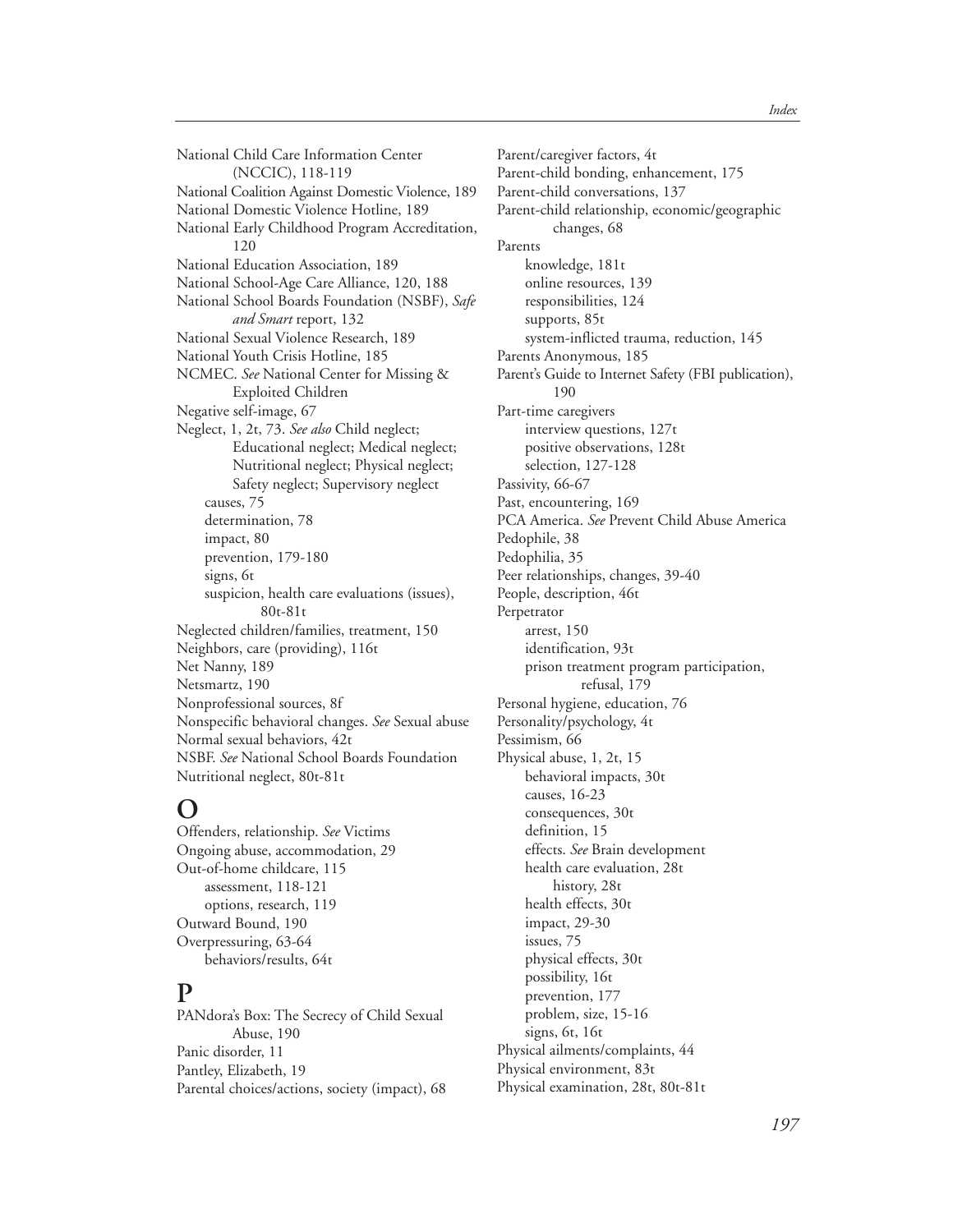National Child Care Information Center (NCCIC), 118-119
National Coalition Against Domestic Violence, 189
National Domestic Violence Hotline, 189
National Early Childhood Program Accreditation, 120
National Education Association, 189
National School-Age Care Alliance, 120, 188
National School Boards Foundation (NSBF), *Safe and Smart* report, 132
National Sexual Violence Research, 189
National Youth Crisis Hotline, 185
NCMEC. *See* National Center for Missing & Exploited Children
Negative self-image, 67
Neglect, 1, 2t, 73. *See also* Child neglect; Educational neglect; Medical neglect; Nutritional neglect; Physical neglect; Safety neglect; Supervisory neglect
- causes, 75
- determination, 78
- impact, 80
- prevention, 179-180
- signs, 6t
- suspicion, health care evaluations (issues), 80t-81t

Neglected children/families, treatment, 150
Neighbors, care (providing), 116t
Net Nanny, 189
Netsmartz, 190
Nonprofessional sources, 8f
Nonspecific behavioral changes. *See* Sexual abuse
Normal sexual behaviors, 42t
NSBF. *See* National School Boards Foundation
Nutritional neglect, 80t-81t

# O

Offenders, relationship. *See* Victims
Ongoing abuse, accommodation, 29
Out-of-home childcare, 115
- assessment, 118-121
- options, research, 119

Outward Bound, 190
Overpressuring, 63-64
- behaviors/results, 64t

# P

PANdora's Box: The Secrecy of Child Sexual Abuse, 190
Panic disorder, 11
Pantley, Elizabeth, 19
Parental choices/actions, society (impact), 68
Parent/caregiver factors, 4t
Parent-child bonding, enhancement, 175
Parent-child conversations, 137
Parent-child relationship, economic/geographic changes, 68
Parents
- knowledge, 181t
- online resources, 139
- responsibilities, 124
- supports, 85t
- system-inflicted trauma, reduction, 145

Parents Anonymous, 185
Parent's Guide to Internet Safety (FBI publication), 190
Part-time caregivers
- interview questions, 127t
- positive observations, 128t
- selection, 127-128

Passivity, 66-67
Past, encountering, 169
PCA America. *See* Prevent Child Abuse America
Pedophile, 38
Pedophilia, 35
Peer relationships, changes, 39-40
People, description, 46t
Perpetrator
- arrest, 150
- identification, 93t
- prison treatment program participation, refusal, 179

Personal hygiene, education, 76
Personality/psychology, 4t
Pessimism, 66
Physical abuse, 1, 2t, 15
- behavioral impacts, 30t
- causes, 16-23
- consequences, 30t
- definition, 15
- effects. *See* Brain development
- health care evaluation, 28t
  - history, 28t
- health effects, 30t
- impact, 29-30
- issues, 75
- physical effects, 30t
- possibility, 16t
- prevention, 177
- problem, size, 15-16
- signs, 6t, 16t

Physical ailments/complaints, 44
Physical environment, 83t
Physical examination, 28t, 80t-81t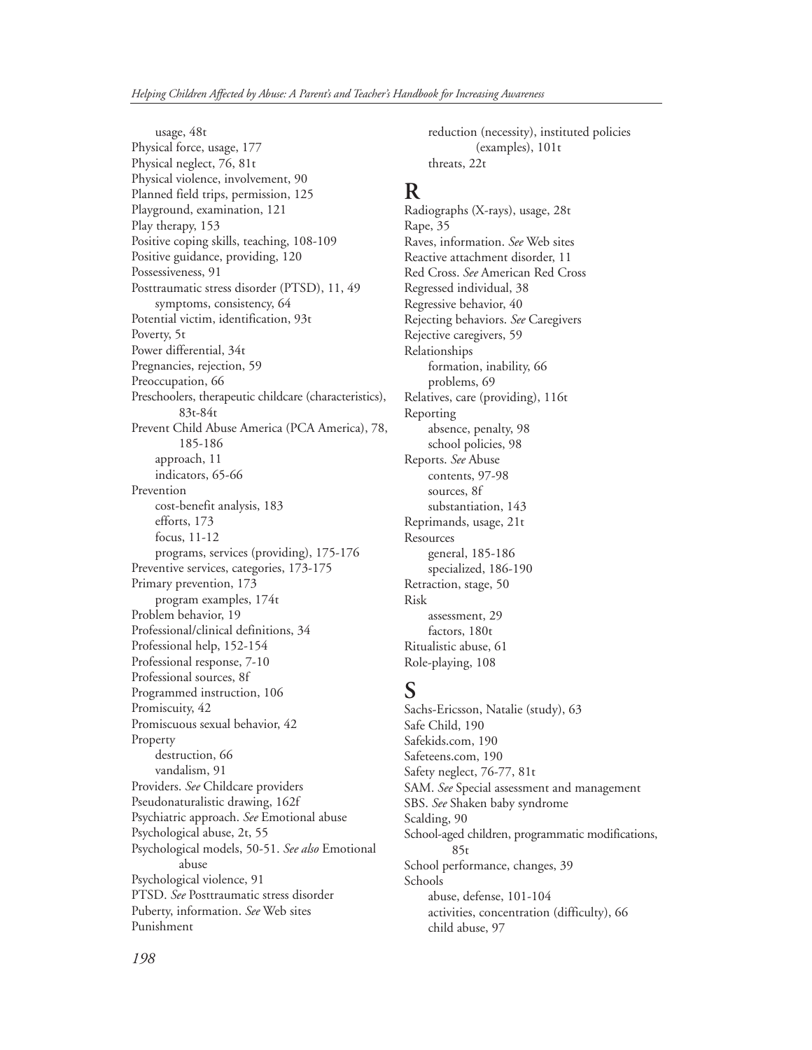usage, 48t
Physical force, usage, 177
Physical neglect, 76, 81t
Physical violence, involvement, 90
Planned field trips, permission, 125
Playground, examination, 121
Play therapy, 153
Positive coping skills, teaching, 108-109
Positive guidance, providing, 120
Possessiveness, 91
Posttraumatic stress disorder (PTSD), 11, 49
symptoms, consistency, 64
Potential victim, identification, 93t
Poverty, 5t
Power differential, 34t
Pregnancies, rejection, 59
Preoccupation, 66
Preschoolers, therapeutic childcare (characteristics), 83t-84t
Prevent Child Abuse America (PCA America), 78, 185-186
approach, 11
indicators, 65-66
Prevention
cost-benefit analysis, 183
efforts, 173
focus, 11-12
programs, services (providing), 175-176
Preventive services, categories, 173-175
Primary prevention, 173
program examples, 174t
Problem behavior, 19
Professional/clinical definitions, 34
Professional help, 152-154
Professional response, 7-10
Professional sources, 8f
Programmed instruction, 106
Promiscuity, 42
Promiscuous sexual behavior, 42
Property
destruction, 66
vandalism, 91
Providers. *See* Childcare providers
Pseudonaturalistic drawing, 162f
Psychiatric approach. *See* Emotional abuse
Psychological abuse, 2t, 55
Psychological models, 50-51. *See also* Emotional abuse
Psychological violence, 91
PTSD. *See* Posttraumatic stress disorder
Puberty, information. *See* Web sites
Punishment
reduction (necessity), instituted policies (examples), 101t
threats, 22t

## R

Radiographs (X-rays), usage, 28t
Rape, 35
Raves, information. *See* Web sites
Reactive attachment disorder, 11
Red Cross. *See* American Red Cross
Regressed individual, 38
Regressive behavior, 40
Rejecting behaviors. *See* Caregivers
Rejective caregivers, 59
Relationships
formation, inability, 66
problems, 69
Relatives, care (providing), 116t
Reporting
absence, penalty, 98
school policies, 98
Reports. *See* Abuse
contents, 97-98
sources, 8f
substantiation, 143
Reprimands, usage, 21t
Resources
general, 185-186
specialized, 186-190
Retraction, stage, 50
Risk
assessment, 29
factors, 180t
Ritualistic abuse, 61
Role-playing, 108

## S

Sachs-Ericsson, Natalie (study), 63
Safe Child, 190
Safekids.com, 190
Safeteens.com, 190
Safety neglect, 76-77, 81t
SAM. *See* Special assessment and management
SBS. *See* Shaken baby syndrome
Scalding, 90
School-aged children, programmatic modifications, 85t
School performance, changes, 39
Schools
abuse, defense, 101-104
activities, concentration (difficulty), 66
child abuse, 97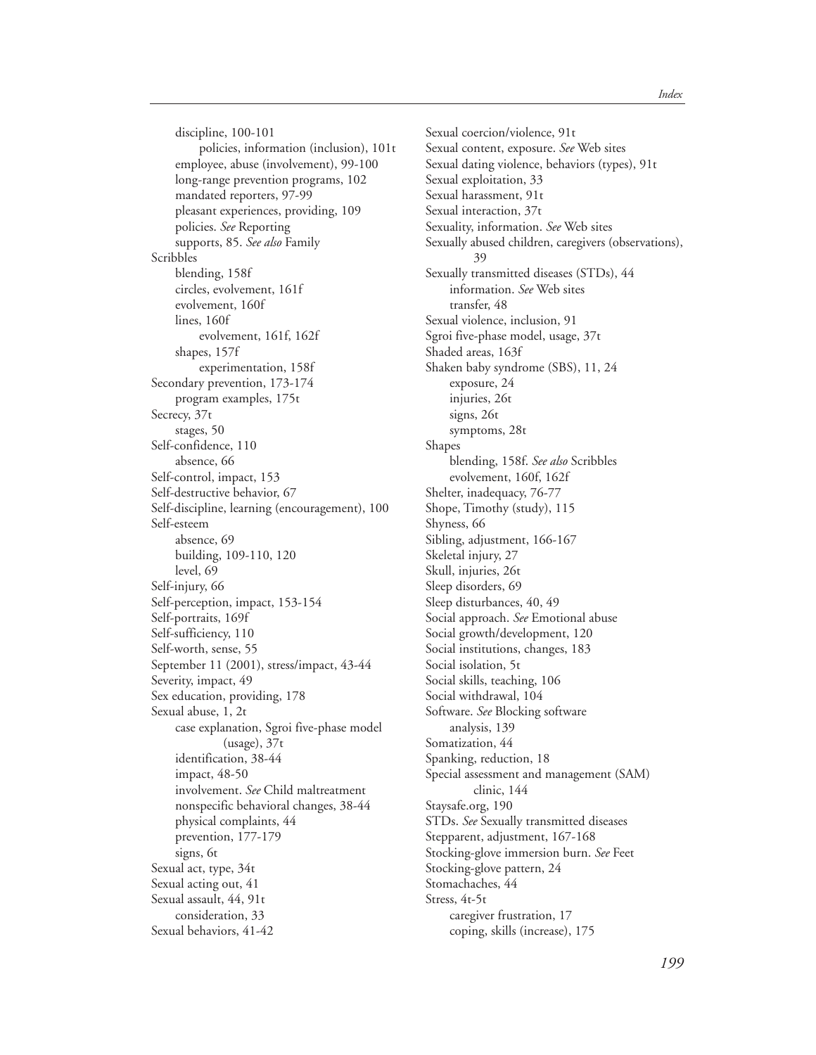discipline, 100-101
  policies, information (inclusion), 101t
employee, abuse (involvement), 99-100
long-range prevention programs, 102
mandated reporters, 97-99
pleasant experiences, providing, 109
policies. *See* Reporting
supports, 85. *See also* Family

Scribbles
  blending, 158f
  circles, evolvement, 161f
  evolvement, 160f
  lines, 160f
    evolvement, 161f, 162f
  shapes, 157f
    experimentation, 158f

Secondary prevention, 173-174
  program examples, 175t

Secrecy, 37t
  stages, 50

Self-confidence, 110
  absence, 66

Self-control, impact, 153
Self-destructive behavior, 67
Self-discipline, learning (encouragement), 100

Self-esteem
  absence, 69
  building, 109-110, 120
  level, 69

Self-injury, 66
Self-perception, impact, 153-154
Self-portraits, 169f
Self-sufficiency, 110
Self-worth, sense, 55
September 11 (2001), stress/impact, 43-44
Severity, impact, 49
Sex education, providing, 178

Sexual abuse, 1, 2t
  case explanation, Sgroi five-phase model (usage), 37t
  identification, 38-44
  impact, 48-50
  involvement. *See* Child maltreatment
  nonspecific behavioral changes, 38-44
  physical complaints, 44
  prevention, 177-179
  signs, 6t

Sexual act, type, 34t
Sexual acting out, 41

Sexual assault, 44, 91t
  consideration, 33

Sexual behaviors, 41-42
Sexual coercion/violence, 91t
Sexual content, exposure. *See* Web sites
Sexual dating violence, behaviors (types), 91t
Sexual exploitation, 33
Sexual harassment, 91t
Sexual interaction, 37t
Sexuality, information. *See* Web sites
Sexually abused children, caregivers (observations), 39

Sexually transmitted diseases (STDs), 44
  information. *See* Web sites
  transfer, 48

Sexual violence, inclusion, 91
Sgroi five-phase model, usage, 37t
Shaded areas, 163f

Shaken baby syndrome (SBS), 11, 24
  exposure, 24
  injuries, 26t
  signs, 26t
  symptoms, 28t

Shapes
  blending, 158f. *See also* Scribbles
  evolvement, 160f, 162f

Shelter, inadequacy, 76-77
Shope, Timothy (study), 115
Shyness, 66
Sibling, adjustment, 166-167
Skeletal injury, 27
Skull, injuries, 26t
Sleep disorders, 69
Sleep disturbances, 40, 49
Social approach. *See* Emotional abuse
Social growth/development, 120
Social institutions, changes, 183
Social isolation, 5t
Social skills, teaching, 106
Social withdrawal, 104

Software. *See* Blocking software
  analysis, 139

Somatization, 44
Spanking, reduction, 18
Special assessment and management (SAM) clinic, 144
Staysafe.org, 190
STDs. *See* Sexually transmitted diseases
Stepparent, adjustment, 167-168
Stocking-glove immersion burn. *See* Feet
Stocking-glove pattern, 24
Stomachaches, 44

Stress, 4t-5t
  caregiver frustration, 17
  coping, skills (increase), 175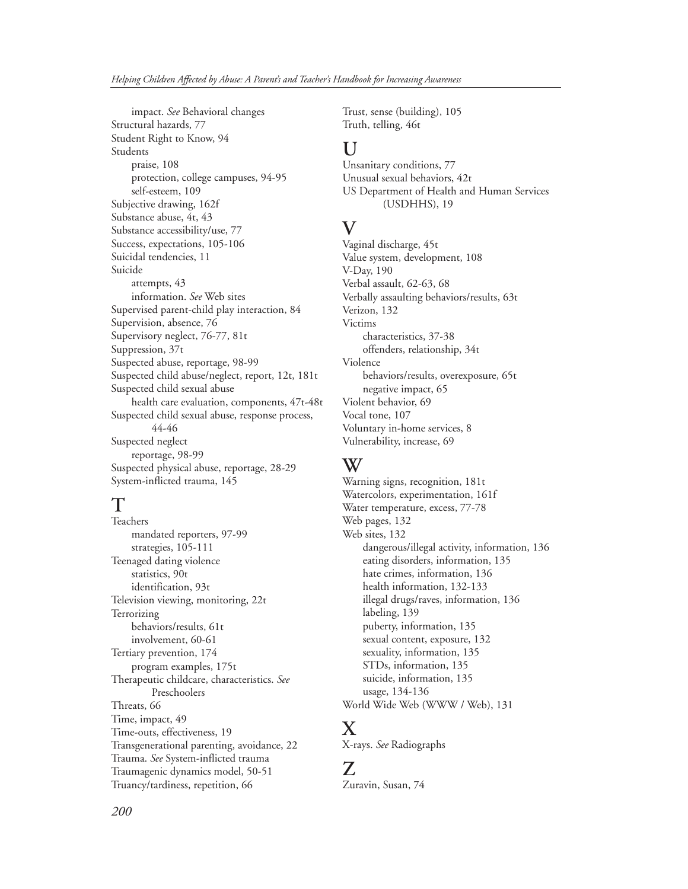impact. *See* Behavioral changes
Structural hazards, 77
Student Right to Know, 94
Students
  praise, 108
  protection, college campuses, 94-95
  self-esteem, 109
Subjective drawing, 162f
Substance abuse, 4t, 43
Substance accessibility/use, 77
Success, expectations, 105-106
Suicidal tendencies, 11
Suicide
  attempts, 43
  information. *See* Web sites
Supervised parent-child play interaction, 84
Supervision, absence, 76
Supervisory neglect, 76-77, 81t
Suppression, 37t
Suspected abuse, reportage, 98-99
Suspected child abuse/neglect, report, 12t, 181t
Suspected child sexual abuse
  health care evaluation, components, 47t-48t
Suspected child sexual abuse, response process, 44-46
Suspected neglect
  reportage, 98-99
Suspected physical abuse, reportage, 28-29
System-inflicted trauma, 145

# T

Teachers
  mandated reporters, 97-99
  strategies, 105-111
Teenaged dating violence
  statistics, 90t
  identification, 93t
Television viewing, monitoring, 22t
Terrorizing
  behaviors/results, 61t
  involvement, 60-61
Tertiary prevention, 174
  program examples, 175t
Therapeutic childcare, characteristics. *See* Preschoolers
Threats, 66
Time, impact, 49
Time-outs, effectiveness, 19
Transgenerational parenting, avoidance, 22
Trauma. *See* System-inflicted trauma
Traumagenic dynamics model, 50-51
Truancy/tardiness, repetition, 66
Trust, sense (building), 105
Truth, telling, 46t

# U

Unsanitary conditions, 77
Unusual sexual behaviors, 42t
US Department of Health and Human Services (USDHHS), 19

# V

Vaginal discharge, 45t
Value system, development, 108
V-Day, 190
Verbal assault, 62-63, 68
Verbally assaulting behaviors/results, 63t
Verizon, 132
Victims
  characteristics, 37-38
  offenders, relationship, 34t
Violence
  behaviors/results, overexposure, 65t
  negative impact, 65
Violent behavior, 69
Vocal tone, 107
Voluntary in-home services, 8
Vulnerability, increase, 69

# W

Warning signs, recognition, 181t
Watercolors, experimentation, 161f
Water temperature, excess, 77-78
Web pages, 132
Web sites, 132
  dangerous/illegal activity, information, 136
  eating disorders, information, 135
  hate crimes, information, 136
  health information, 132-133
  illegal drugs/raves, information, 136
  labeling, 139
  puberty, information, 135
  sexual content, exposure, 132
  sexuality, information, 135
  STDs, information, 135
  suicide, information, 135
  usage, 134-136
World Wide Web (WWW / Web), 131

# X

X-rays. *See* Radiographs

# Z

Zuravin, Susan, 74